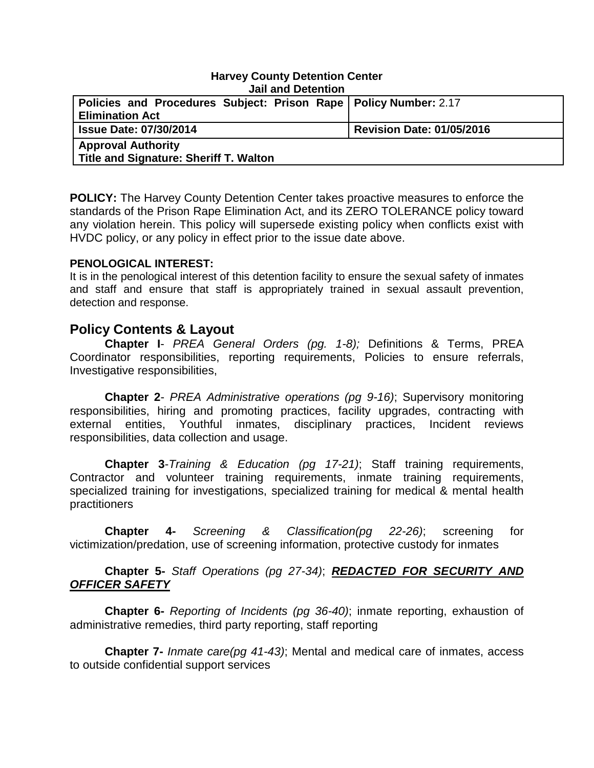**Harvey County Detention Center**
**Jail and Detention**

| **Policies and Procedures Subject: Prison Rape Elimination Act** | **Policy Number:** 2.17 |
|---|---|
| **Issue Date: 07/30/2014** | **Revision Date: 01/05/2016** |
| **Approval Authority**<br>**Title and Signature: Sheriff T. Walton** | |

**POLICY:** The Harvey County Detention Center takes proactive measures to enforce the standards of the Prison Rape Elimination Act, and its ZERO TOLERANCE policy toward any violation herein. This policy will supersede existing policy when conflicts exist with HVDC policy, or any policy in effect prior to the issue date above.

**PENOLOGICAL INTEREST:**
It is in the penological interest of this detention facility to ensure the sexual safety of inmates and staff and ensure that staff is appropriately trained in sexual assault prevention, detection and response.

## Policy Contents & Layout

**Chapter I**- *PREA General Orders (pg. 1-8);* Definitions & Terms, PREA Coordinator responsibilities, reporting requirements, Policies to ensure referrals, Investigative responsibilities,

**Chapter 2**- *PREA Administrative operations (pg 9-16)*; Supervisory monitoring responsibilities, hiring and promoting practices, facility upgrades, contracting with external entities, Youthful inmates, disciplinary practices, Incident reviews responsibilities, data collection and usage.

**Chapter 3**-*Training & Education (pg 17-21)*; Staff training requirements, Contractor and volunteer training requirements, inmate training requirements, specialized training for investigations, specialized training for medical & mental health practitioners

**Chapter 4-** *Screening & Classification(pg 22-26)*; screening for victimization/predation, use of screening information, protective custody for inmates

**Chapter 5-** *Staff Operations (pg 27-34)*; ***REDACTED FOR SECURITY AND OFFICER SAFETY***

**Chapter 6-** *Reporting of Incidents (pg 36-40)*; inmate reporting, exhaustion of administrative remedies, third party reporting, staff reporting

**Chapter 7-** *Inmate care(pg 41-43)*; Mental and medical care of inmates, access to outside confidential support services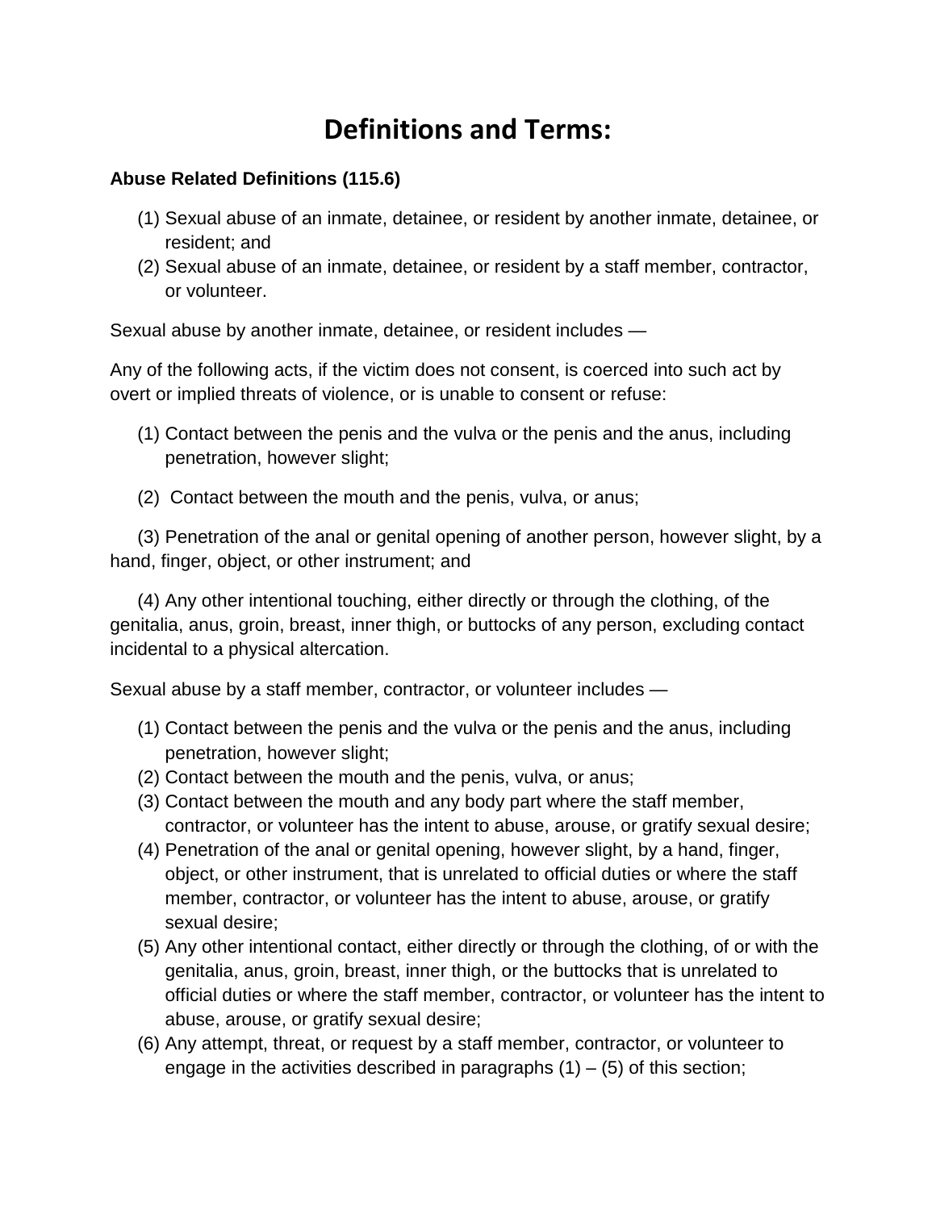# Definitions and Terms:

**Abuse Related Definitions (115.6)**

(1) Sexual abuse of an inmate, detainee, or resident by another inmate, detainee, or resident; and
(2) Sexual abuse of an inmate, detainee, or resident by a staff member, contractor, or volunteer.

Sexual abuse by another inmate, detainee, or resident includes —

Any of the following acts, if the victim does not consent, is coerced into such act by overt or implied threats of violence, or is unable to consent or refuse:

(1) Contact between the penis and the vulva or the penis and the anus, including penetration, however slight;

(2) Contact between the mouth and the penis, vulva, or anus;

(3) Penetration of the anal or genital opening of another person, however slight, by a hand, finger, object, or other instrument; and

(4) Any other intentional touching, either directly or through the clothing, of the genitalia, anus, groin, breast, inner thigh, or buttocks of any person, excluding contact incidental to a physical altercation.

Sexual abuse by a staff member, contractor, or volunteer includes —

(1) Contact between the penis and the vulva or the penis and the anus, including penetration, however slight;
(2) Contact between the mouth and the penis, vulva, or anus;
(3) Contact between the mouth and any body part where the staff member, contractor, or volunteer has the intent to abuse, arouse, or gratify sexual desire;
(4) Penetration of the anal or genital opening, however slight, by a hand, finger, object, or other instrument, that is unrelated to official duties or where the staff member, contractor, or volunteer has the intent to abuse, arouse, or gratify sexual desire;
(5) Any other intentional contact, either directly or through the clothing, of or with the genitalia, anus, groin, breast, inner thigh, or the buttocks that is unrelated to official duties or where the staff member, contractor, or volunteer has the intent to abuse, arouse, or gratify sexual desire;
(6) Any attempt, threat, or request by a staff member, contractor, or volunteer to engage in the activities described in paragraphs (1) – (5) of this section;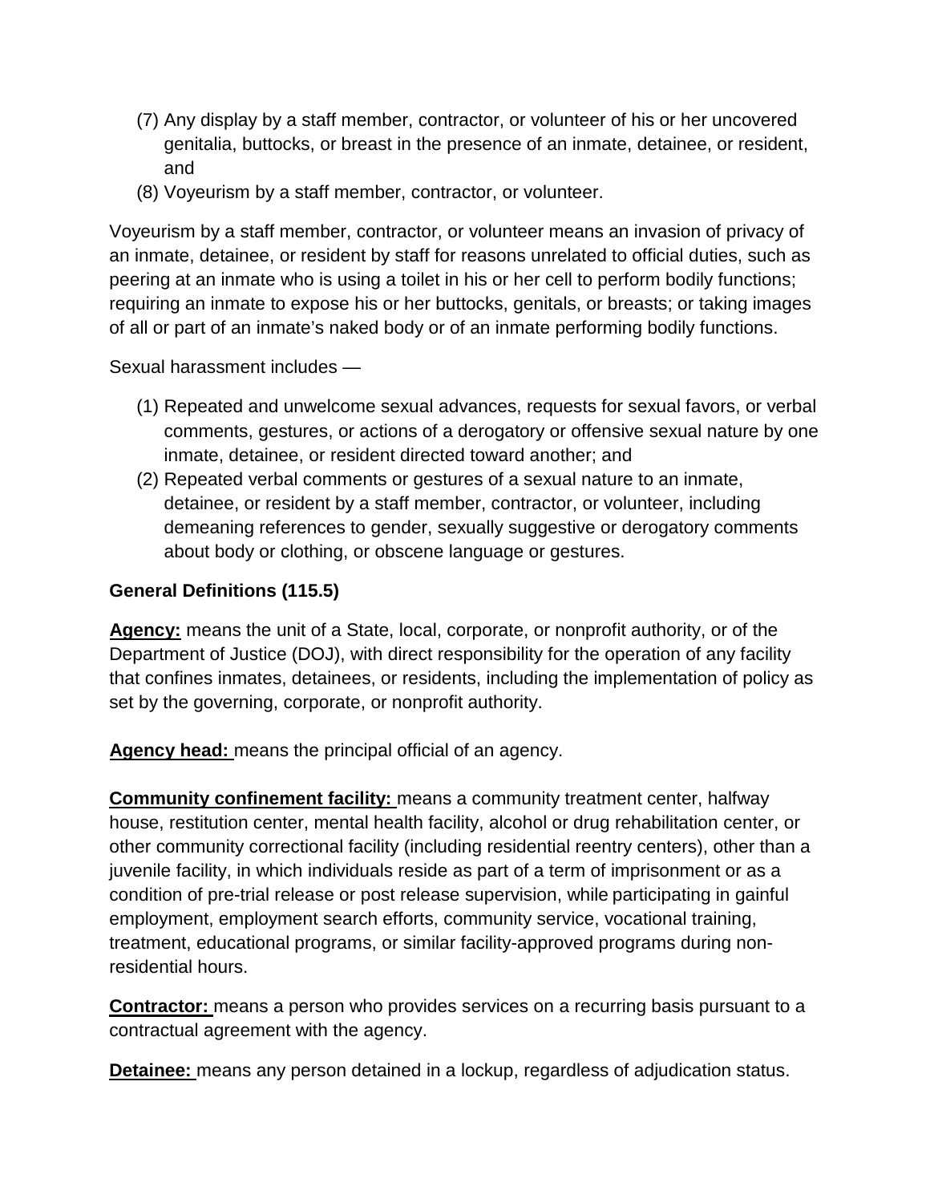(7) Any display by a staff member, contractor, or volunteer of his or her uncovered genitalia, buttocks, or breast in the presence of an inmate, detainee, or resident, and

(8) Voyeurism by a staff member, contractor, or volunteer.

Voyeurism by a staff member, contractor, or volunteer means an invasion of privacy of an inmate, detainee, or resident by staff for reasons unrelated to official duties, such as peering at an inmate who is using a toilet in his or her cell to perform bodily functions; requiring an inmate to expose his or her buttocks, genitals, or breasts; or taking images of all or part of an inmate's naked body or of an inmate performing bodily functions.

Sexual harassment includes —

(1) Repeated and unwelcome sexual advances, requests for sexual favors, or verbal comments, gestures, or actions of a derogatory or offensive sexual nature by one inmate, detainee, or resident directed toward another; and

(2) Repeated verbal comments or gestures of a sexual nature to an inmate, detainee, or resident by a staff member, contractor, or volunteer, including demeaning references to gender, sexually suggestive or derogatory comments about body or clothing, or obscene language or gestures.

**General Definitions (115.5)**

**Agency:** means the unit of a State, local, corporate, or nonprofit authority, or of the Department of Justice (DOJ), with direct responsibility for the operation of any facility that confines inmates, detainees, or residents, including the implementation of policy as set by the governing, corporate, or nonprofit authority.

**Agency head:** means the principal official of an agency.

**Community confinement facility:** means a community treatment center, halfway house, restitution center, mental health facility, alcohol or drug rehabilitation center, or other community correctional facility (including residential reentry centers), other than a juvenile facility, in which individuals reside as part of a term of imprisonment or as a condition of pre-trial release or post release supervision, while participating in gainful employment, employment search efforts, community service, vocational training, treatment, educational programs, or similar facility-approved programs during non-residential hours.

**Contractor:** means a person who provides services on a recurring basis pursuant to a contractual agreement with the agency.

**Detainee:** means any person detained in a lockup, regardless of adjudication status.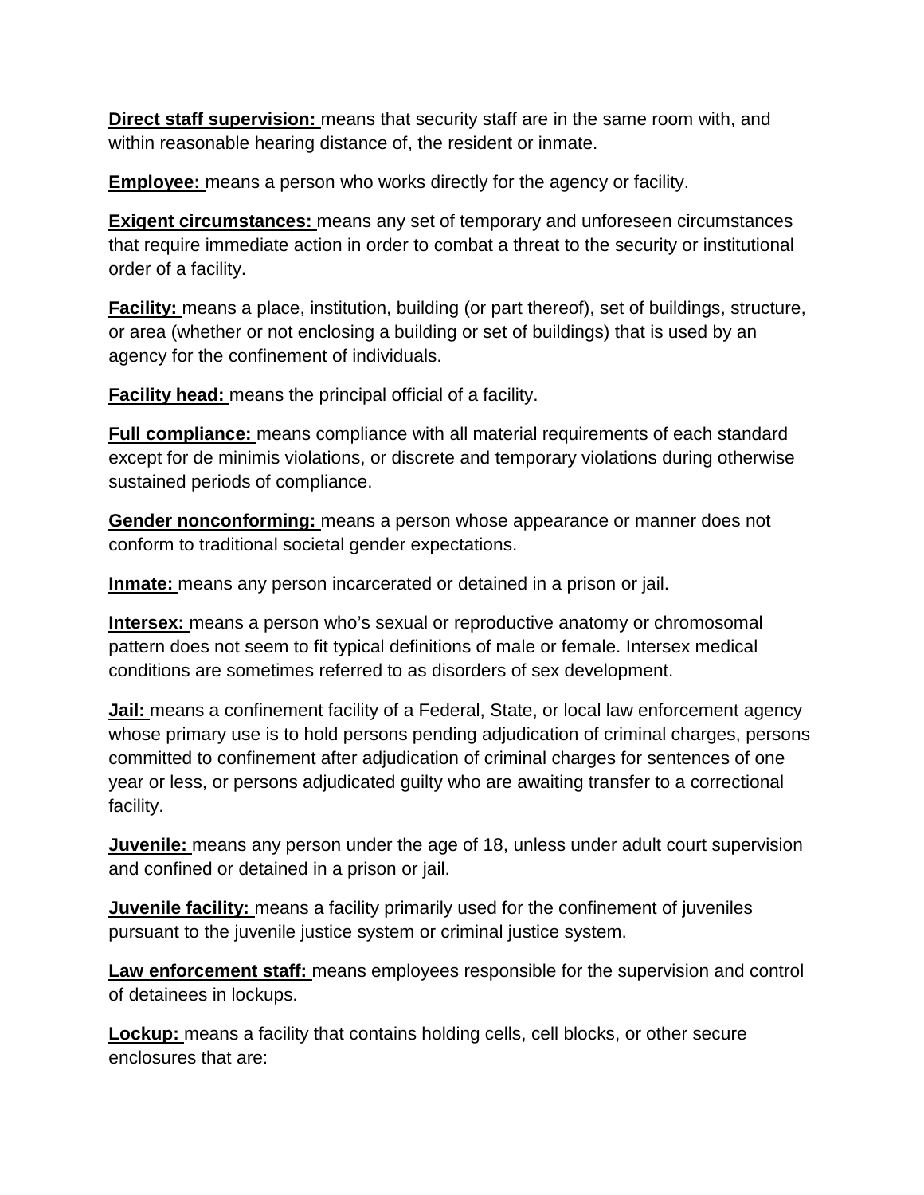**Direct staff supervision:** means that security staff are in the same room with, and within reasonable hearing distance of, the resident or inmate.

**Employee:** means a person who works directly for the agency or facility.

**Exigent circumstances:** means any set of temporary and unforeseen circumstances that require immediate action in order to combat a threat to the security or institutional order of a facility.

**Facility:** means a place, institution, building (or part thereof), set of buildings, structure, or area (whether or not enclosing a building or set of buildings) that is used by an agency for the confinement of individuals.

**Facility head:** means the principal official of a facility.

**Full compliance:** means compliance with all material requirements of each standard except for de minimis violations, or discrete and temporary violations during otherwise sustained periods of compliance.

**Gender nonconforming:** means a person whose appearance or manner does not conform to traditional societal gender expectations.

**Inmate:** means any person incarcerated or detained in a prison or jail.

**Intersex:** means a person who's sexual or reproductive anatomy or chromosomal pattern does not seem to fit typical definitions of male or female. Intersex medical conditions are sometimes referred to as disorders of sex development.

**Jail:** means a confinement facility of a Federal, State, or local law enforcement agency whose primary use is to hold persons pending adjudication of criminal charges, persons committed to confinement after adjudication of criminal charges for sentences of one year or less, or persons adjudicated guilty who are awaiting transfer to a correctional facility.

**Juvenile:** means any person under the age of 18, unless under adult court supervision and confined or detained in a prison or jail.

**Juvenile facility:** means a facility primarily used for the confinement of juveniles pursuant to the juvenile justice system or criminal justice system.

**Law enforcement staff:** means employees responsible for the supervision and control of detainees in lockups.

**Lockup:** means a facility that contains holding cells, cell blocks, or other secure enclosures that are: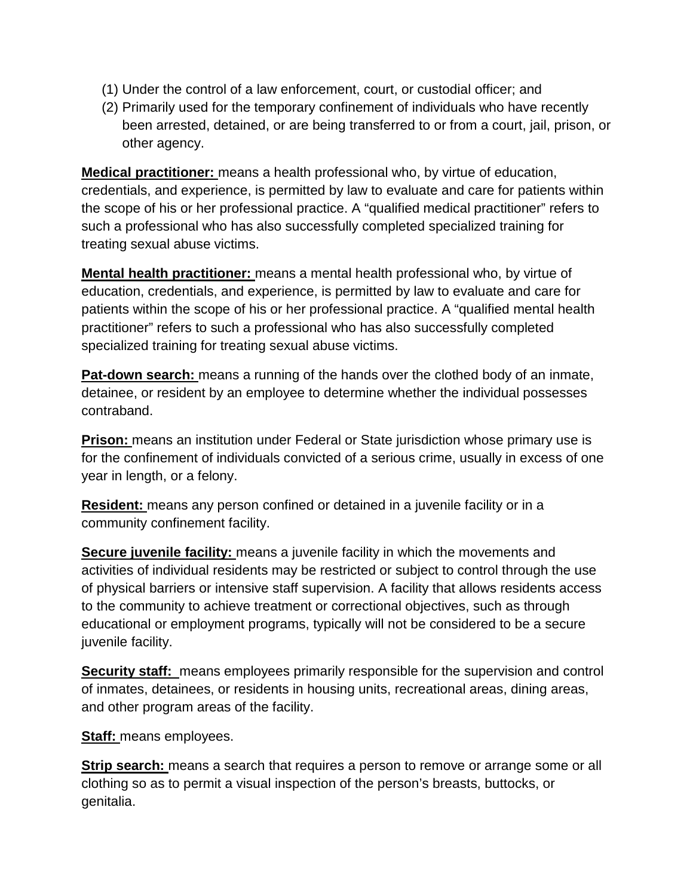(1) Under the control of a law enforcement, court, or custodial officer; and
(2) Primarily used for the temporary confinement of individuals who have recently been arrested, detained, or are being transferred to or from a court, jail, prison, or other agency.

**Medical practitioner:** means a health professional who, by virtue of education, credentials, and experience, is permitted by law to evaluate and care for patients within the scope of his or her professional practice. A "qualified medical practitioner" refers to such a professional who has also successfully completed specialized training for treating sexual abuse victims.

**Mental health practitioner:** means a mental health professional who, by virtue of education, credentials, and experience, is permitted by law to evaluate and care for patients within the scope of his or her professional practice. A "qualified mental health practitioner" refers to such a professional who has also successfully completed specialized training for treating sexual abuse victims.

**Pat-down search:** means a running of the hands over the clothed body of an inmate, detainee, or resident by an employee to determine whether the individual possesses contraband.

**Prison:** means an institution under Federal or State jurisdiction whose primary use is for the confinement of individuals convicted of a serious crime, usually in excess of one year in length, or a felony.

**Resident:** means any person confined or detained in a juvenile facility or in a community confinement facility.

**Secure juvenile facility:** means a juvenile facility in which the movements and activities of individual residents may be restricted or subject to control through the use of physical barriers or intensive staff supervision. A facility that allows residents access to the community to achieve treatment or correctional objectives, such as through educational or employment programs, typically will not be considered to be a secure juvenile facility.

**Security staff:** means employees primarily responsible for the supervision and control of inmates, detainees, or residents in housing units, recreational areas, dining areas, and other program areas of the facility.

**Staff:** means employees.

**Strip search:** means a search that requires a person to remove or arrange some or all clothing so as to permit a visual inspection of the person's breasts, buttocks, or genitalia.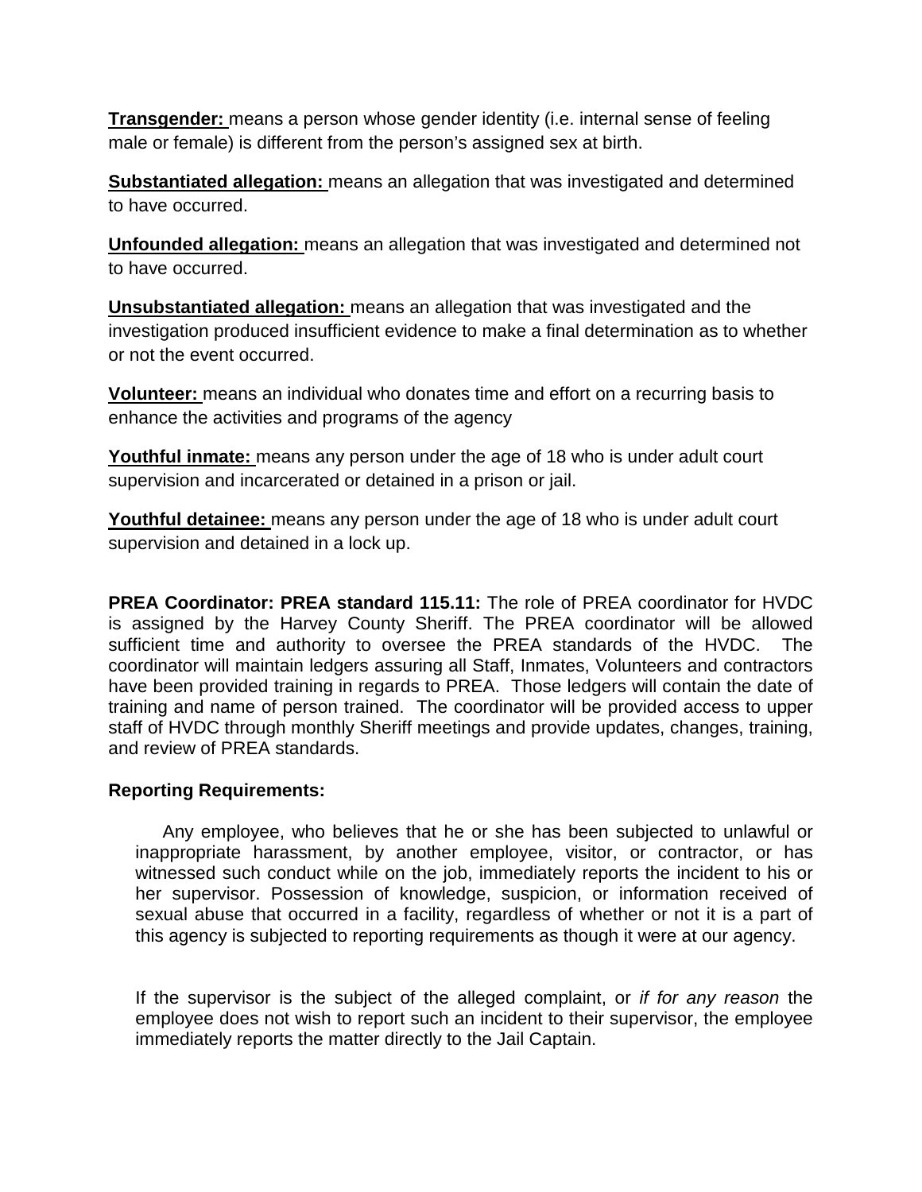**Transgender:** means a person whose gender identity (i.e. internal sense of feeling male or female) is different from the person's assigned sex at birth.

**Substantiated allegation:** means an allegation that was investigated and determined to have occurred.

**Unfounded allegation:** means an allegation that was investigated and determined not to have occurred.

**Unsubstantiated allegation:** means an allegation that was investigated and the investigation produced insufficient evidence to make a final determination as to whether or not the event occurred.

**Volunteer:** means an individual who donates time and effort on a recurring basis to enhance the activities and programs of the agency

**Youthful inmate:** means any person under the age of 18 who is under adult court supervision and incarcerated or detained in a prison or jail.

**Youthful detainee:** means any person under the age of 18 who is under adult court supervision and detained in a lock up.

**PREA Coordinator: PREA standard 115.11:** The role of PREA coordinator for HVDC is assigned by the Harvey County Sheriff. The PREA coordinator will be allowed sufficient time and authority to oversee the PREA standards of the HVDC. The coordinator will maintain ledgers assuring all Staff, Inmates, Volunteers and contractors have been provided training in regards to PREA. Those ledgers will contain the date of training and name of person trained. The coordinator will be provided access to upper staff of HVDC through monthly Sheriff meetings and provide updates, changes, training, and review of PREA standards.

**Reporting Requirements:**

Any employee, who believes that he or she has been subjected to unlawful or inappropriate harassment, by another employee, visitor, or contractor, or has witnessed such conduct while on the job, immediately reports the incident to his or her supervisor. Possession of knowledge, suspicion, or information received of sexual abuse that occurred in a facility, regardless of whether or not it is a part of this agency is subjected to reporting requirements as though it were at our agency.

If the supervisor is the subject of the alleged complaint, or *if for any reason* the employee does not wish to report such an incident to their supervisor, the employee immediately reports the matter directly to the Jail Captain.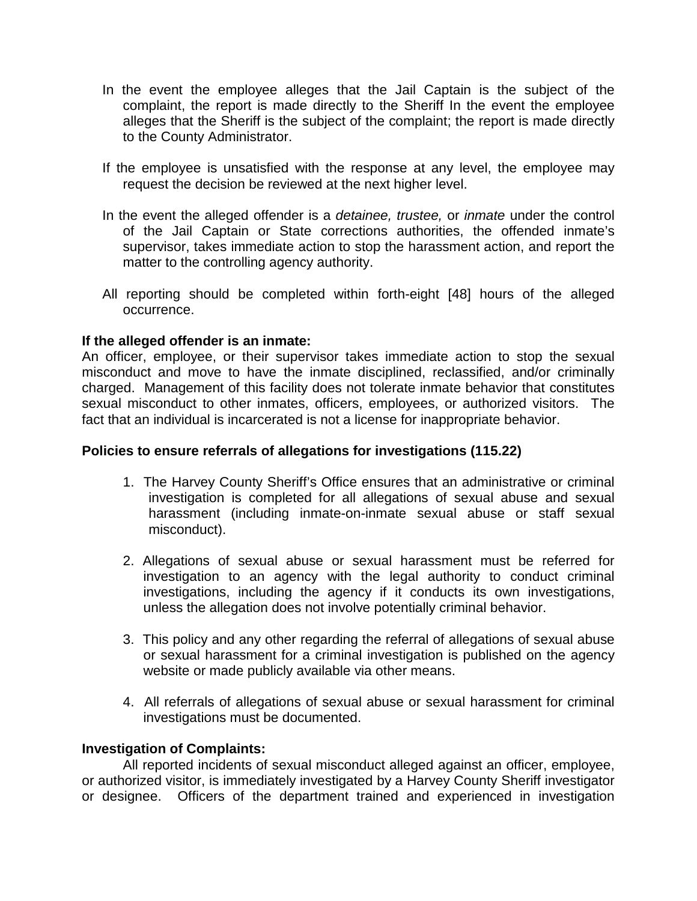In the event the employee alleges that the Jail Captain is the subject of the complaint, the report is made directly to the Sheriff In the event the employee alleges that the Sheriff is the subject of the complaint; the report is made directly to the County Administrator.

If the employee is unsatisfied with the response at any level, the employee may request the decision be reviewed at the next higher level.

In the event the alleged offender is a *detainee, trustee,* or *inmate* under the control of the Jail Captain or State corrections authorities, the offended inmate's supervisor, takes immediate action to stop the harassment action, and report the matter to the controlling agency authority.

All reporting should be completed within forth-eight [48] hours of the alleged occurrence.

**If the alleged offender is an inmate:**
An officer, employee, or their supervisor takes immediate action to stop the sexual misconduct and move to have the inmate disciplined, reclassified, and/or criminally charged. Management of this facility does not tolerate inmate behavior that constitutes sexual misconduct to other inmates, officers, employees, or authorized visitors. The fact that an individual is incarcerated is not a license for inappropriate behavior.

**Policies to ensure referrals of allegations for investigations (115.22)**

1. The Harvey County Sheriff's Office ensures that an administrative or criminal investigation is completed for all allegations of sexual abuse and sexual harassment (including inmate-on-inmate sexual abuse or staff sexual misconduct).

2. Allegations of sexual abuse or sexual harassment must be referred for investigation to an agency with the legal authority to conduct criminal investigations, including the agency if it conducts its own investigations, unless the allegation does not involve potentially criminal behavior.

3. This policy and any other regarding the referral of allegations of sexual abuse or sexual harassment for a criminal investigation is published on the agency website or made publicly available via other means.

4. All referrals of allegations of sexual abuse or sexual harassment for criminal investigations must be documented.

**Investigation of Complaints:**
All reported incidents of sexual misconduct alleged against an officer, employee, or authorized visitor, is immediately investigated by a Harvey County Sheriff investigator or designee. Officers of the department trained and experienced in investigation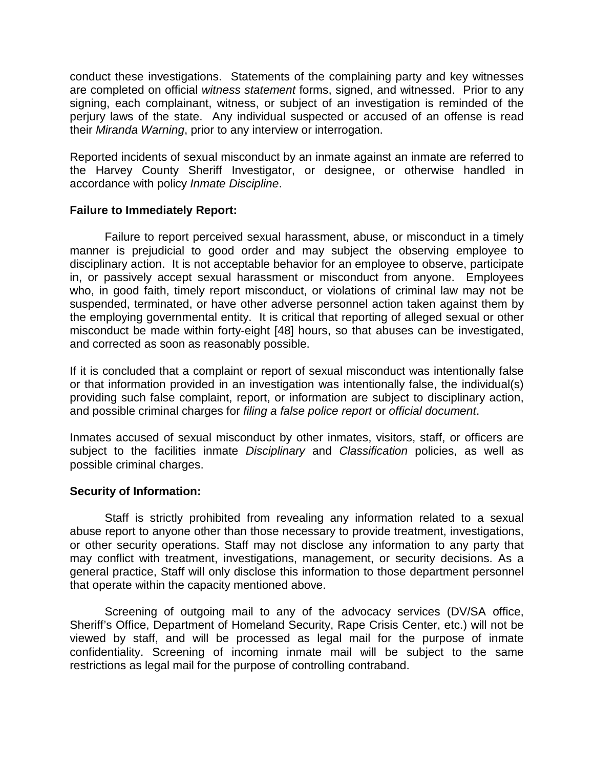conduct these investigations. Statements of the complaining party and key witnesses are completed on official *witness statement* forms, signed, and witnessed. Prior to any signing, each complainant, witness, or subject of an investigation is reminded of the perjury laws of the state. Any individual suspected or accused of an offense is read their *Miranda Warning*, prior to any interview or interrogation.

Reported incidents of sexual misconduct by an inmate against an inmate are referred to the Harvey County Sheriff Investigator, or designee, or otherwise handled in accordance with policy *Inmate Discipline*.

**Failure to Immediately Report:**

Failure to report perceived sexual harassment, abuse, or misconduct in a timely manner is prejudicial to good order and may subject the observing employee to disciplinary action. It is not acceptable behavior for an employee to observe, participate in, or passively accept sexual harassment or misconduct from anyone. Employees who, in good faith, timely report misconduct, or violations of criminal law may not be suspended, terminated, or have other adverse personnel action taken against them by the employing governmental entity. It is critical that reporting of alleged sexual or other misconduct be made within forty-eight [48] hours, so that abuses can be investigated, and corrected as soon as reasonably possible.

If it is concluded that a complaint or report of sexual misconduct was intentionally false or that information provided in an investigation was intentionally false, the individual(s) providing such false complaint, report, or information are subject to disciplinary action, and possible criminal charges for *filing a false police report* or *official document*.

Inmates accused of sexual misconduct by other inmates, visitors, staff, or officers are subject to the facilities inmate *Disciplinary* and *Classification* policies, as well as possible criminal charges.

**Security of Information:**

Staff is strictly prohibited from revealing any information related to a sexual abuse report to anyone other than those necessary to provide treatment, investigations, or other security operations. Staff may not disclose any information to any party that may conflict with treatment, investigations, management, or security decisions. As a general practice, Staff will only disclose this information to those department personnel that operate within the capacity mentioned above.

Screening of outgoing mail to any of the advocacy services (DV/SA office, Sheriff's Office, Department of Homeland Security, Rape Crisis Center, etc.) will not be viewed by staff, and will be processed as legal mail for the purpose of inmate confidentiality. Screening of incoming inmate mail will be subject to the same restrictions as legal mail for the purpose of controlling contraband.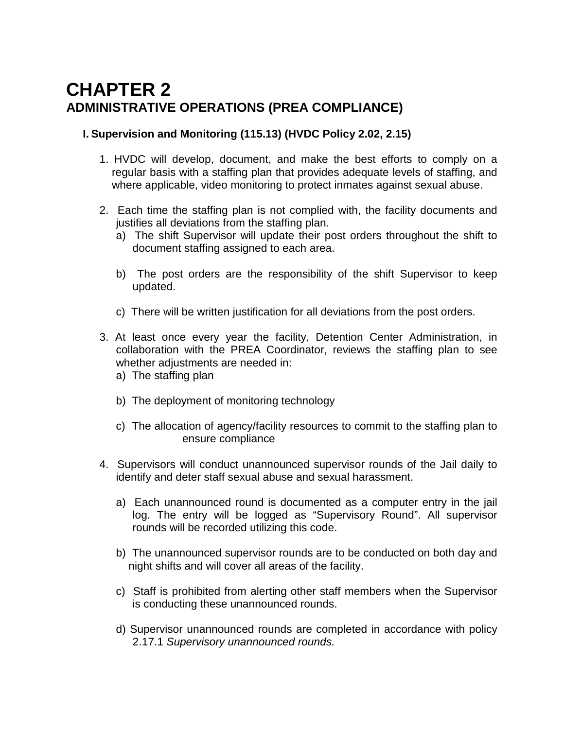# CHAPTER 2
## ADMINISTRATIVE OPERATIONS (PREA COMPLIANCE)

### I. Supervision and Monitoring (115.13) (HVDC Policy 2.02, 2.15)

1. HVDC will develop, document, and make the best efforts to comply on a regular basis with a staffing plan that provides adequate levels of staffing, and where applicable, video monitoring to protect inmates against sexual abuse.

2. Each time the staffing plan is not complied with, the facility documents and justifies all deviations from the staffing plan.
   a) The shift Supervisor will update their post orders throughout the shift to document staffing assigned to each area.

   b) The post orders are the responsibility of the shift Supervisor to keep updated.

   c) There will be written justification for all deviations from the post orders.

3. At least once every year the facility, Detention Center Administration, in collaboration with the PREA Coordinator, reviews the staffing plan to see whether adjustments are needed in:
   a) The staffing plan

   b) The deployment of monitoring technology

   c) The allocation of agency/facility resources to commit to the staffing plan to ensure compliance

4. Supervisors will conduct unannounced supervisor rounds of the Jail daily to identify and deter staff sexual abuse and sexual harassment.

   a) Each unannounced round is documented as a computer entry in the jail log. The entry will be logged as "Supervisory Round". All supervisor rounds will be recorded utilizing this code.

   b) The unannounced supervisor rounds are to be conducted on both day and night shifts and will cover all areas of the facility.

   c) Staff is prohibited from alerting other staff members when the Supervisor is conducting these unannounced rounds.

   d) Supervisor unannounced rounds are completed in accordance with policy 2.17.1 *Supervisory unannounced rounds.*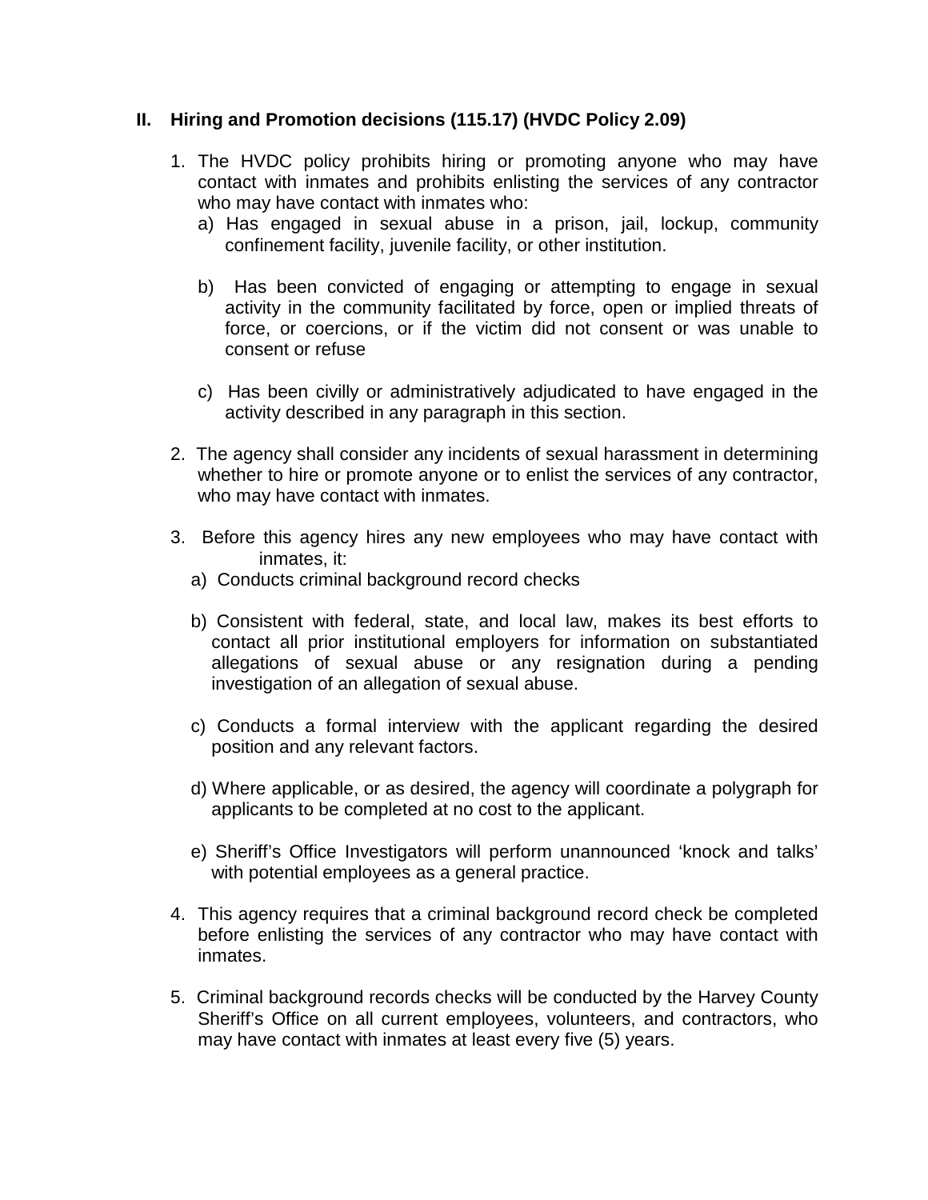## II. Hiring and Promotion decisions (115.17) (HVDC Policy 2.09)

1. The HVDC policy prohibits hiring or promoting anyone who may have contact with inmates and prohibits enlisting the services of any contractor who may have contact with inmates who:
   a) Has engaged in sexual abuse in a prison, jail, lockup, community confinement facility, juvenile facility, or other institution.

   b) Has been convicted of engaging or attempting to engage in sexual activity in the community facilitated by force, open or implied threats of force, or coercions, or if the victim did not consent or was unable to consent or refuse

   c) Has been civilly or administratively adjudicated to have engaged in the activity described in any paragraph in this section.

2. The agency shall consider any incidents of sexual harassment in determining whether to hire or promote anyone or to enlist the services of any contractor, who may have contact with inmates.

3. Before this agency hires any new employees who may have contact with inmates, it:
   a) Conducts criminal background record checks

   b) Consistent with federal, state, and local law, makes its best efforts to contact all prior institutional employers for information on substantiated allegations of sexual abuse or any resignation during a pending investigation of an allegation of sexual abuse.

   c) Conducts a formal interview with the applicant regarding the desired position and any relevant factors.

   d) Where applicable, or as desired, the agency will coordinate a polygraph for applicants to be completed at no cost to the applicant.

   e) Sheriff's Office Investigators will perform unannounced 'knock and talks' with potential employees as a general practice.

4. This agency requires that a criminal background record check be completed before enlisting the services of any contractor who may have contact with inmates.

5. Criminal background records checks will be conducted by the Harvey County Sheriff's Office on all current employees, volunteers, and contractors, who may have contact with inmates at least every five (5) years.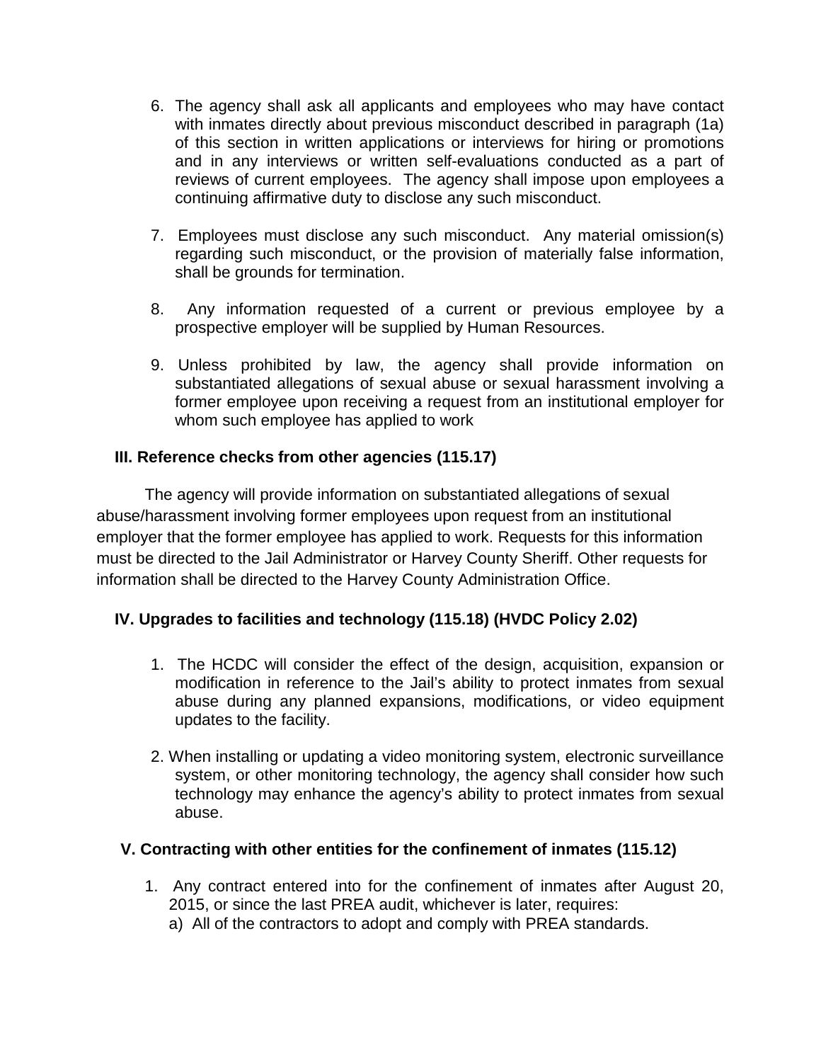6. The agency shall ask all applicants and employees who may have contact with inmates directly about previous misconduct described in paragraph (1a) of this section in written applications or interviews for hiring or promotions and in any interviews or written self-evaluations conducted as a part of reviews of current employees. The agency shall impose upon employees a continuing affirmative duty to disclose any such misconduct.

7. Employees must disclose any such misconduct. Any material omission(s) regarding such misconduct, or the provision of materially false information, shall be grounds for termination.

8. Any information requested of a current or previous employee by a prospective employer will be supplied by Human Resources.

9. Unless prohibited by law, the agency shall provide information on substantiated allegations of sexual abuse or sexual harassment involving a former employee upon receiving a request from an institutional employer for whom such employee has applied to work

**III. Reference checks from other agencies (115.17)**

The agency will provide information on substantiated allegations of sexual abuse/harassment involving former employees upon request from an institutional employer that the former employee has applied to work. Requests for this information must be directed to the Jail Administrator or Harvey County Sheriff. Other requests for information shall be directed to the Harvey County Administration Office.

**IV. Upgrades to facilities and technology (115.18) (HVDC Policy 2.02)**

1. The HCDC will consider the effect of the design, acquisition, expansion or modification in reference to the Jail's ability to protect inmates from sexual abuse during any planned expansions, modifications, or video equipment updates to the facility.

2. When installing or updating a video monitoring system, electronic surveillance system, or other monitoring technology, the agency shall consider how such technology may enhance the agency's ability to protect inmates from sexual abuse.

**V. Contracting with other entities for the confinement of inmates (115.12)**

1. Any contract entered into for the confinement of inmates after August 20, 2015, or since the last PREA audit, whichever is later, requires:
   a) All of the contractors to adopt and comply with PREA standards.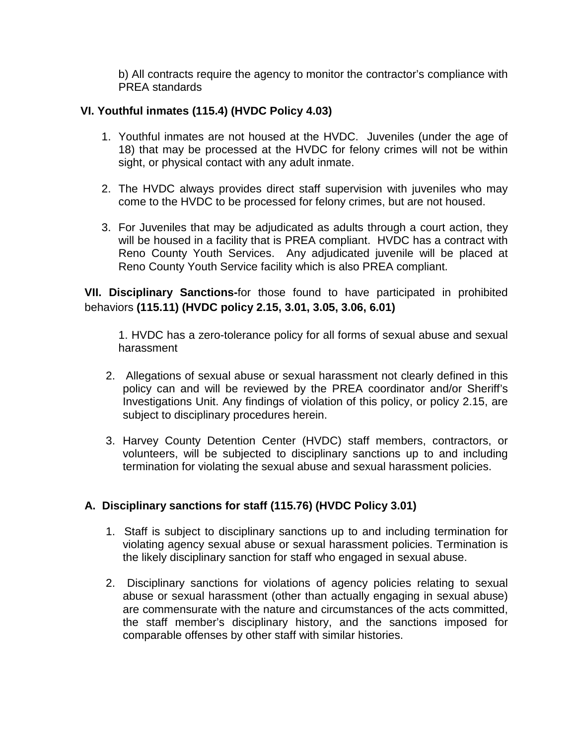b) All contracts require the agency to monitor the contractor's compliance with PREA standards

## VI. Youthful inmates (115.4) (HVDC Policy 4.03)

1. Youthful inmates are not housed at the HVDC. Juveniles (under the age of 18) that may be processed at the HVDC for felony crimes will not be within sight, or physical contact with any adult inmate.

2. The HVDC always provides direct staff supervision with juveniles who may come to the HVDC to be processed for felony crimes, but are not housed.

3. For Juveniles that may be adjudicated as adults through a court action, they will be housed in a facility that is PREA compliant. HVDC has a contract with Reno County Youth Services. Any adjudicated juvenile will be placed at Reno County Youth Service facility which is also PREA compliant.

**VII. Disciplinary Sanctions-**for those found to have participated in prohibited behaviors **(115.11) (HVDC policy 2.15, 3.01, 3.05, 3.06, 6.01)**

1. HVDC has a zero-tolerance policy for all forms of sexual abuse and sexual harassment

2. Allegations of sexual abuse or sexual harassment not clearly defined in this policy can and will be reviewed by the PREA coordinator and/or Sheriff's Investigations Unit. Any findings of violation of this policy, or policy 2.15, are subject to disciplinary procedures herein.

3. Harvey County Detention Center (HVDC) staff members, contractors, or volunteers, will be subjected to disciplinary sanctions up to and including termination for violating the sexual abuse and sexual harassment policies.

### A. Disciplinary sanctions for staff (115.76) (HVDC Policy 3.01)

1. Staff is subject to disciplinary sanctions up to and including termination for violating agency sexual abuse or sexual harassment policies. Termination is the likely disciplinary sanction for staff who engaged in sexual abuse.

2. Disciplinary sanctions for violations of agency policies relating to sexual abuse or sexual harassment (other than actually engaging in sexual abuse) are commensurate with the nature and circumstances of the acts committed, the staff member's disciplinary history, and the sanctions imposed for comparable offenses by other staff with similar histories.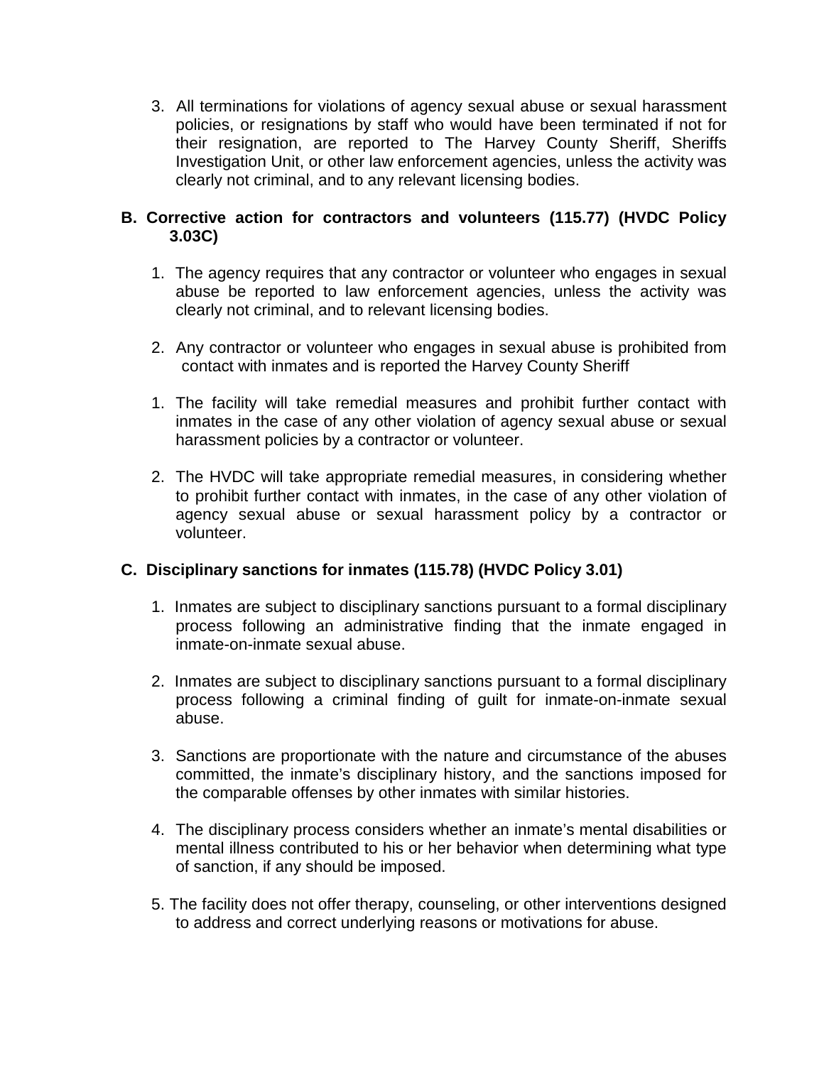3. All terminations for violations of agency sexual abuse or sexual harassment policies, or resignations by staff who would have been terminated if not for their resignation, are reported to The Harvey County Sheriff, Sheriffs Investigation Unit, or other law enforcement agencies, unless the activity was clearly not criminal, and to any relevant licensing bodies.

**B. Corrective action for contractors and volunteers (115.77) (HVDC Policy 3.03C)**

1. The agency requires that any contractor or volunteer who engages in sexual abuse be reported to law enforcement agencies, unless the activity was clearly not criminal, and to relevant licensing bodies.

2. Any contractor or volunteer who engages in sexual abuse is prohibited from contact with inmates and is reported the Harvey County Sheriff

1. The facility will take remedial measures and prohibit further contact with inmates in the case of any other violation of agency sexual abuse or sexual harassment policies by a contractor or volunteer.

2. The HVDC will take appropriate remedial measures, in considering whether to prohibit further contact with inmates, in the case of any other violation of agency sexual abuse or sexual harassment policy by a contractor or volunteer.

**C. Disciplinary sanctions for inmates (115.78) (HVDC Policy 3.01)**

1. Inmates are subject to disciplinary sanctions pursuant to a formal disciplinary process following an administrative finding that the inmate engaged in inmate-on-inmate sexual abuse.

2. Inmates are subject to disciplinary sanctions pursuant to a formal disciplinary process following a criminal finding of guilt for inmate-on-inmate sexual abuse.

3. Sanctions are proportionate with the nature and circumstance of the abuses committed, the inmate's disciplinary history, and the sanctions imposed for the comparable offenses by other inmates with similar histories.

4. The disciplinary process considers whether an inmate's mental disabilities or mental illness contributed to his or her behavior when determining what type of sanction, if any should be imposed.

5. The facility does not offer therapy, counseling, or other interventions designed to address and correct underlying reasons or motivations for abuse.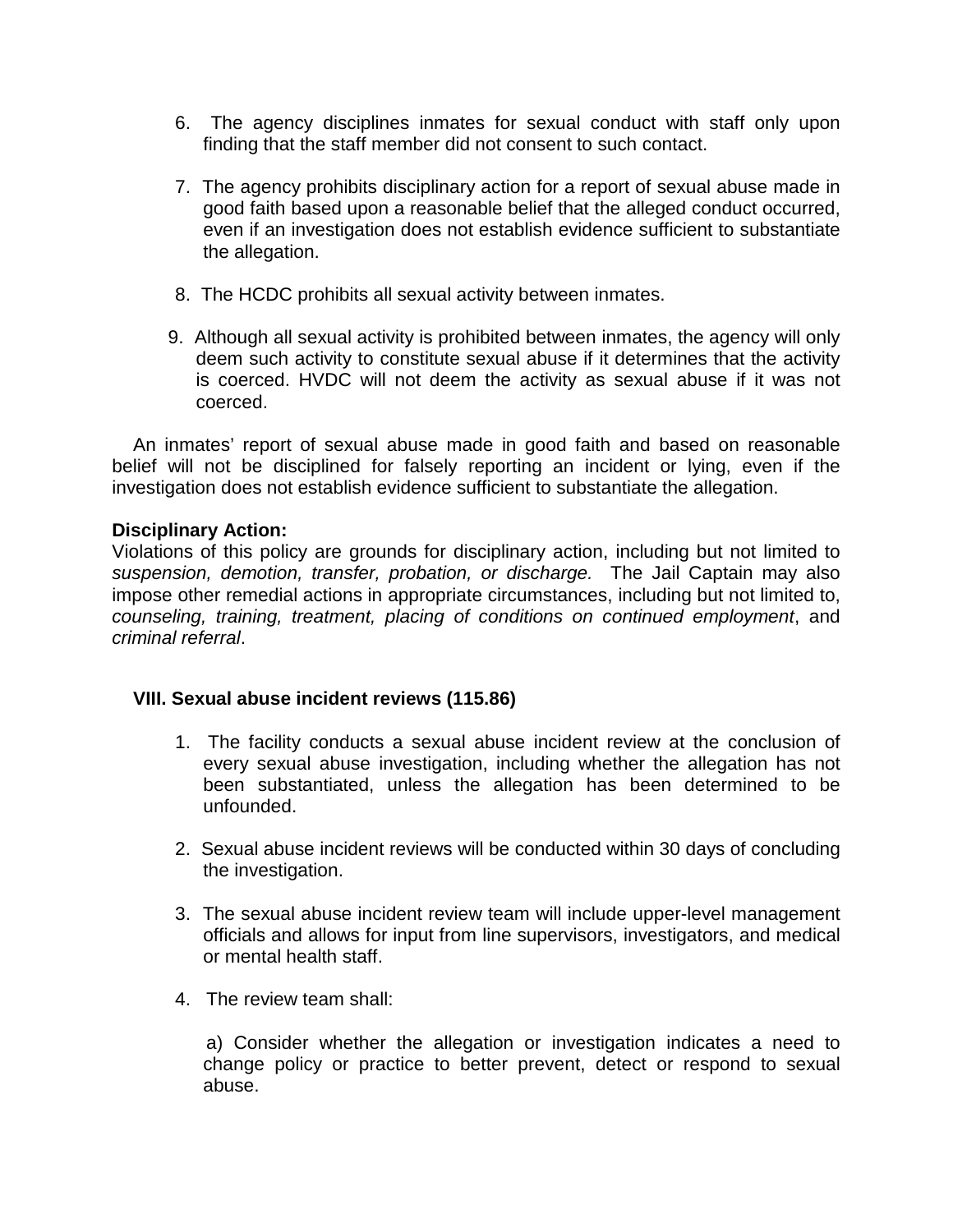6. The agency disciplines inmates for sexual conduct with staff only upon finding that the staff member did not consent to such contact.

7. The agency prohibits disciplinary action for a report of sexual abuse made in good faith based upon a reasonable belief that the alleged conduct occurred, even if an investigation does not establish evidence sufficient to substantiate the allegation.

8. The HCDC prohibits all sexual activity between inmates.

9. Although all sexual activity is prohibited between inmates, the agency will only deem such activity to constitute sexual abuse if it determines that the activity is coerced. HVDC will not deem the activity as sexual abuse if it was not coerced.

An inmates' report of sexual abuse made in good faith and based on reasonable belief will not be disciplined for falsely reporting an incident or lying, even if the investigation does not establish evidence sufficient to substantiate the allegation.

**Disciplinary Action:**
Violations of this policy are grounds for disciplinary action, including but not limited to *suspension, demotion, transfer, probation, or discharge.* The Jail Captain may also impose other remedial actions in appropriate circumstances, including but not limited to, *counseling, training, treatment, placing of conditions on continued employment*, and *criminal referral*.

### VIII. Sexual abuse incident reviews (115.86)

1. The facility conducts a sexual abuse incident review at the conclusion of every sexual abuse investigation, including whether the allegation has not been substantiated, unless the allegation has been determined to be unfounded.

2. Sexual abuse incident reviews will be conducted within 30 days of concluding the investigation.

3. The sexual abuse incident review team will include upper-level management officials and allows for input from line supervisors, investigators, and medical or mental health staff.

4. The review team shall:

   a) Consider whether the allegation or investigation indicates a need to change policy or practice to better prevent, detect or respond to sexual abuse.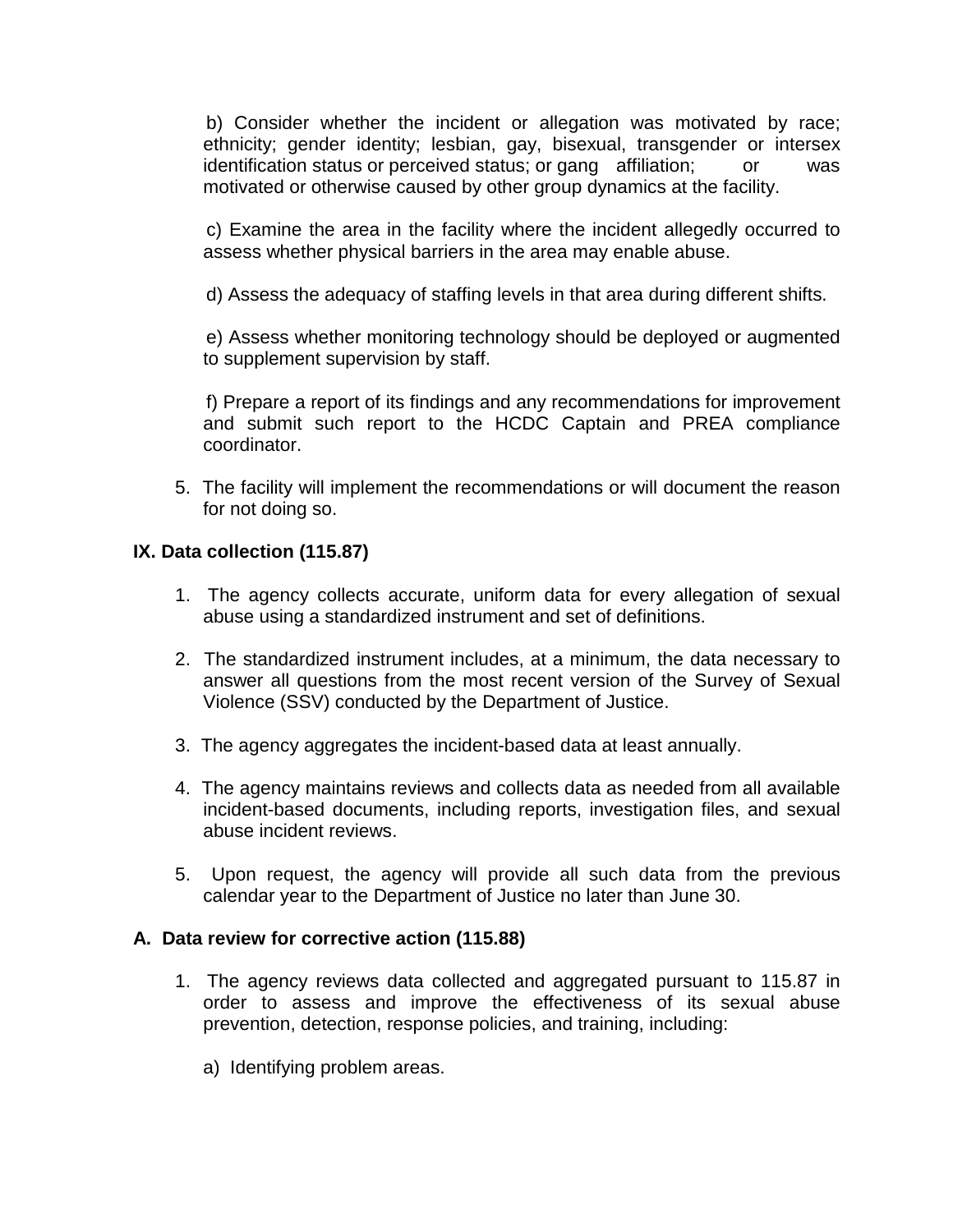b) Consider whether the incident or allegation was motivated by race; ethnicity; gender identity; lesbian, gay, bisexual, transgender or intersex identification status or perceived status; or gang affiliation; or was motivated or otherwise caused by other group dynamics at the facility.

c) Examine the area in the facility where the incident allegedly occurred to assess whether physical barriers in the area may enable abuse.

d) Assess the adequacy of staffing levels in that area during different shifts.

e) Assess whether monitoring technology should be deployed or augmented to supplement supervision by staff.

f) Prepare a report of its findings and any recommendations for improvement and submit such report to the HCDC Captain and PREA compliance coordinator.

5. The facility will implement the recommendations or will document the reason for not doing so.

**IX. Data collection (115.87)**

1. The agency collects accurate, uniform data for every allegation of sexual abuse using a standardized instrument and set of definitions.

2. The standardized instrument includes, at a minimum, the data necessary to answer all questions from the most recent version of the Survey of Sexual Violence (SSV) conducted by the Department of Justice.

3. The agency aggregates the incident-based data at least annually.

4. The agency maintains reviews and collects data as needed from all available incident-based documents, including reports, investigation files, and sexual abuse incident reviews.

5. Upon request, the agency will provide all such data from the previous calendar year to the Department of Justice no later than June 30.

**A. Data review for corrective action (115.88)**

1. The agency reviews data collected and aggregated pursuant to 115.87 in order to assess and improve the effectiveness of its sexual abuse prevention, detection, response policies, and training, including:

   a) Identifying problem areas.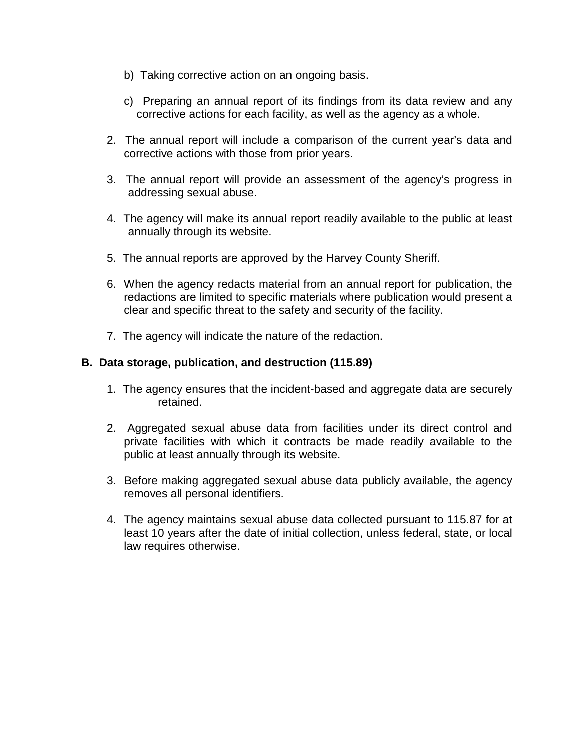b) Taking corrective action on an ongoing basis.

c) Preparing an annual report of its findings from its data review and any corrective actions for each facility, as well as the agency as a whole.

2. The annual report will include a comparison of the current year's data and corrective actions with those from prior years.

3. The annual report will provide an assessment of the agency's progress in addressing sexual abuse.

4. The agency will make its annual report readily available to the public at least annually through its website.

5. The annual reports are approved by the Harvey County Sheriff.

6. When the agency redacts material from an annual report for publication, the redactions are limited to specific materials where publication would present a clear and specific threat to the safety and security of the facility.

7. The agency will indicate the nature of the redaction.

**B. Data storage, publication, and destruction (115.89)**

1. The agency ensures that the incident-based and aggregate data are securely retained.

2. Aggregated sexual abuse data from facilities under its direct control and private facilities with which it contracts be made readily available to the public at least annually through its website.

3. Before making aggregated sexual abuse data publicly available, the agency removes all personal identifiers.

4. The agency maintains sexual abuse data collected pursuant to 115.87 for at least 10 years after the date of initial collection, unless federal, state, or local law requires otherwise.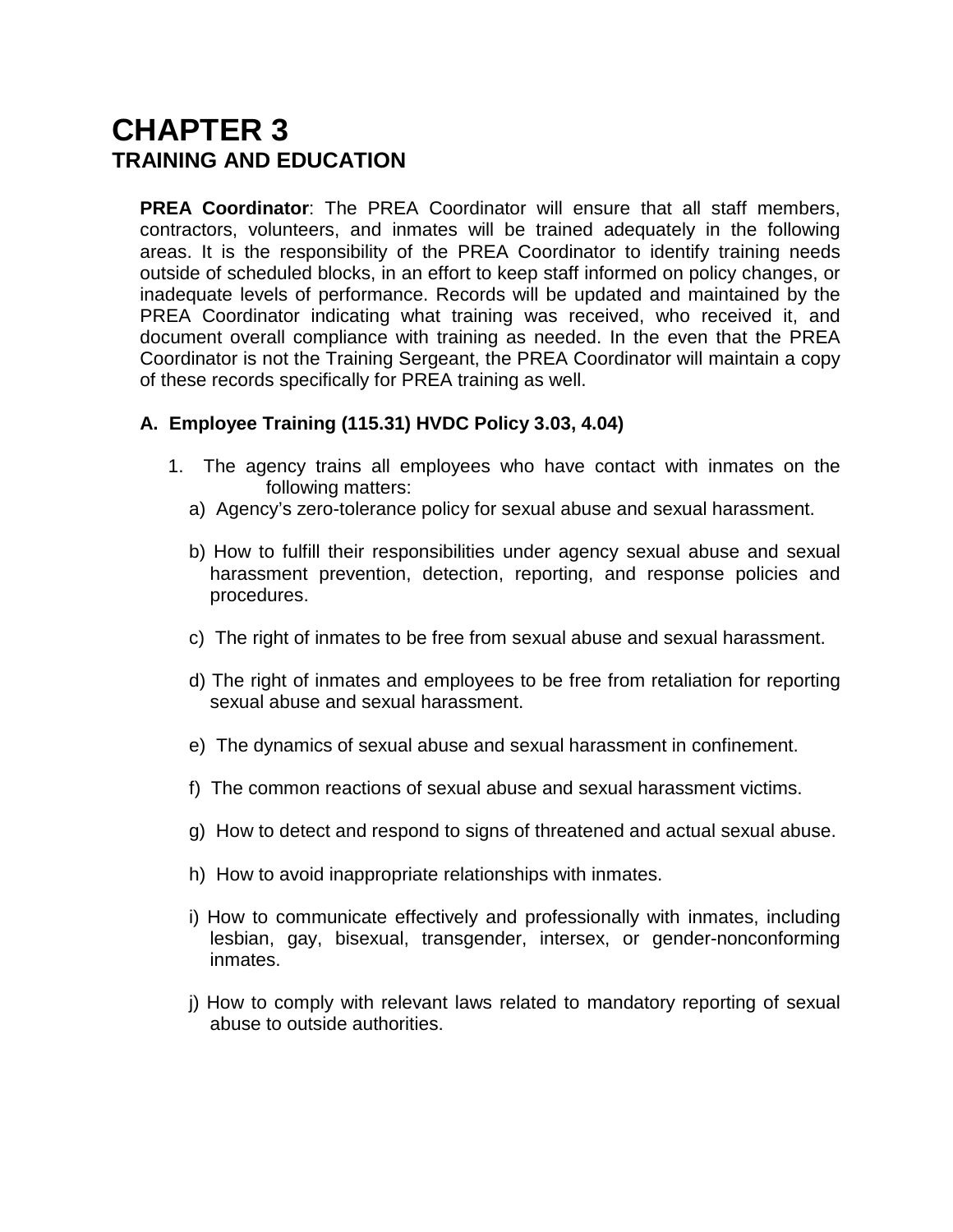# CHAPTER 3
## TRAINING AND EDUCATION

**PREA Coordinator**: The PREA Coordinator will ensure that all staff members, contractors, volunteers, and inmates will be trained adequately in the following areas. It is the responsibility of the PREA Coordinator to identify training needs outside of scheduled blocks, in an effort to keep staff informed on policy changes, or inadequate levels of performance. Records will be updated and maintained by the PREA Coordinator indicating what training was received, who received it, and document overall compliance with training as needed. In the even that the PREA Coordinator is not the Training Sergeant, the PREA Coordinator will maintain a copy of these records specifically for PREA training as well.

### A. Employee Training (115.31) HVDC Policy 3.03, 4.04)

1. The agency trains all employees who have contact with inmates on the following matters:
   - a) Agency's zero-tolerance policy for sexual abuse and sexual harassment.
   - b) How to fulfill their responsibilities under agency sexual abuse and sexual harassment prevention, detection, reporting, and response policies and procedures.
   - c) The right of inmates to be free from sexual abuse and sexual harassment.
   - d) The right of inmates and employees to be free from retaliation for reporting sexual abuse and sexual harassment.
   - e) The dynamics of sexual abuse and sexual harassment in confinement.
   - f) The common reactions of sexual abuse and sexual harassment victims.
   - g) How to detect and respond to signs of threatened and actual sexual abuse.
   - h) How to avoid inappropriate relationships with inmates.
   - i) How to communicate effectively and professionally with inmates, including lesbian, gay, bisexual, transgender, intersex, or gender-nonconforming inmates.
   - j) How to comply with relevant laws related to mandatory reporting of sexual abuse to outside authorities.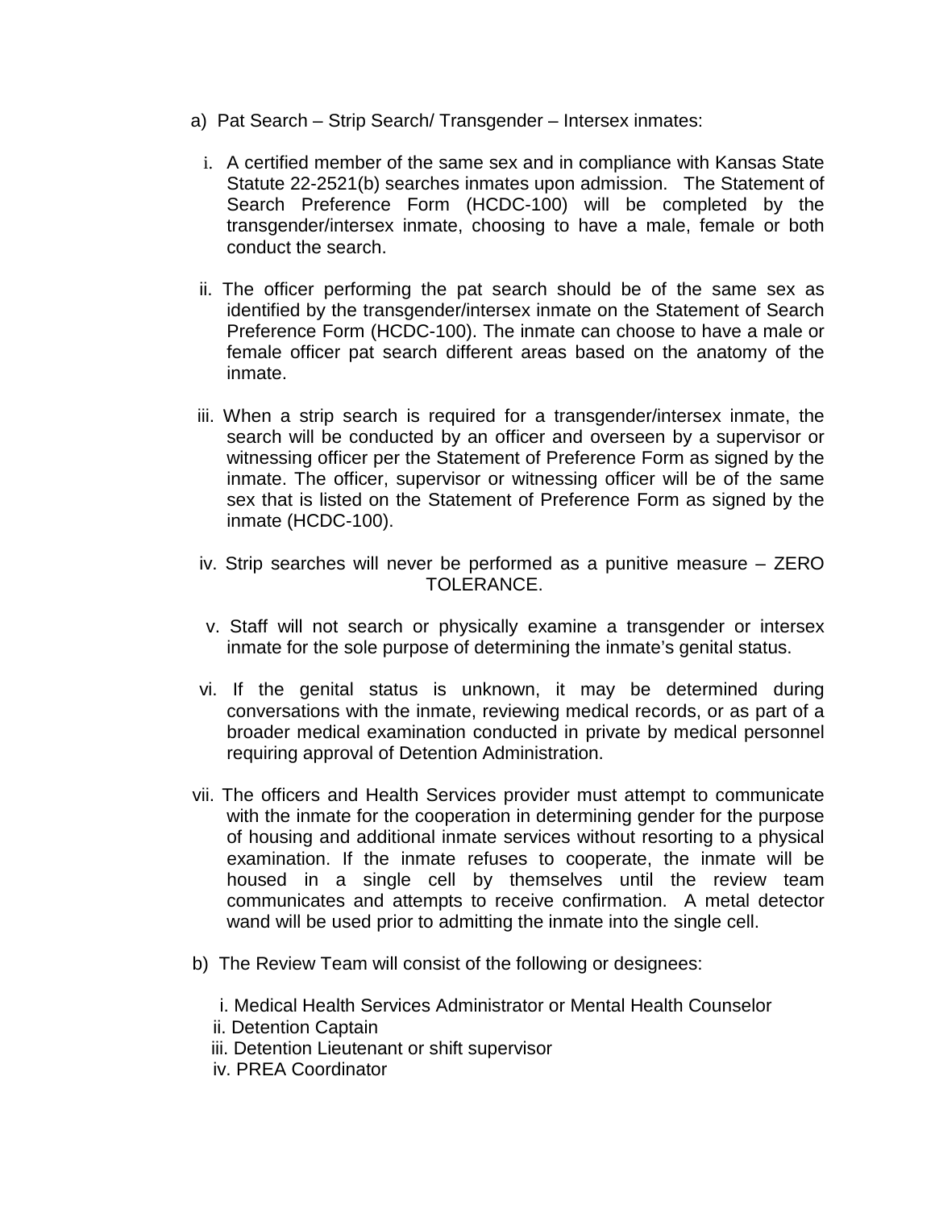a) Pat Search – Strip Search/ Transgender – Intersex inmates:

i. A certified member of the same sex and in compliance with Kansas State Statute 22-2521(b) searches inmates upon admission. The Statement of Search Preference Form (HCDC-100) will be completed by the transgender/intersex inmate, choosing to have a male, female or both conduct the search.

ii. The officer performing the pat search should be of the same sex as identified by the transgender/intersex inmate on the Statement of Search Preference Form (HCDC-100). The inmate can choose to have a male or female officer pat search different areas based on the anatomy of the inmate.

iii. When a strip search is required for a transgender/intersex inmate, the search will be conducted by an officer and overseen by a supervisor or witnessing officer per the Statement of Preference Form as signed by the inmate. The officer, supervisor or witnessing officer will be of the same sex that is listed on the Statement of Preference Form as signed by the inmate (HCDC-100).

iv. Strip searches will never be performed as a punitive measure – ZERO TOLERANCE.

v. Staff will not search or physically examine a transgender or intersex inmate for the sole purpose of determining the inmate's genital status.

vi. If the genital status is unknown, it may be determined during conversations with the inmate, reviewing medical records, or as part of a broader medical examination conducted in private by medical personnel requiring approval of Detention Administration.

vii. The officers and Health Services provider must attempt to communicate with the inmate for the cooperation in determining gender for the purpose of housing and additional inmate services without resorting to a physical examination. If the inmate refuses to cooperate, the inmate will be housed in a single cell by themselves until the review team communicates and attempts to receive confirmation. A metal detector wand will be used prior to admitting the inmate into the single cell.

b) The Review Team will consist of the following or designees:

i. Medical Health Services Administrator or Mental Health Counselor
ii. Detention Captain
iii. Detention Lieutenant or shift supervisor
iv. PREA Coordinator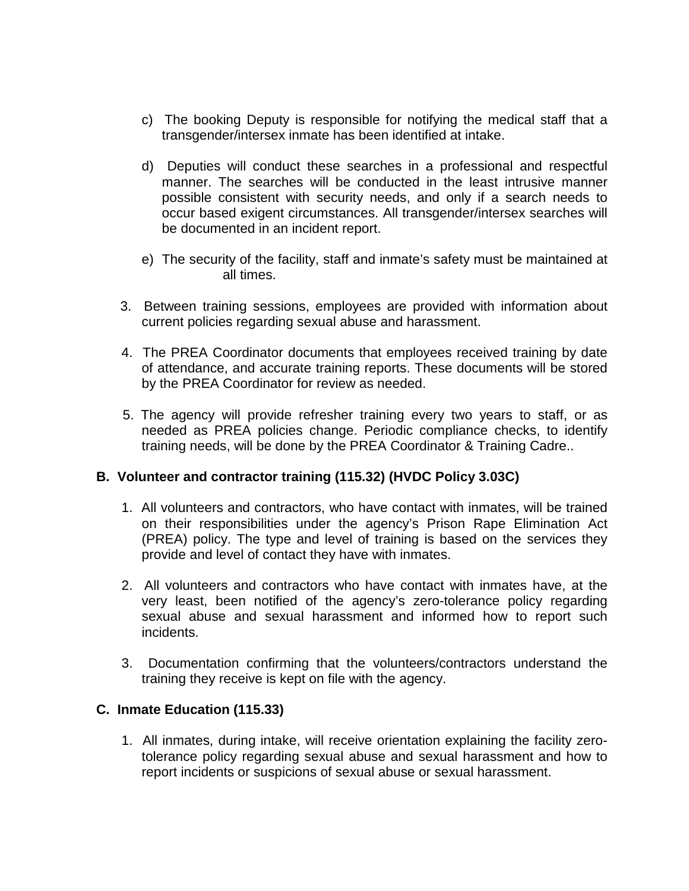c) The booking Deputy is responsible for notifying the medical staff that a transgender/intersex inmate has been identified at intake.

d) Deputies will conduct these searches in a professional and respectful manner. The searches will be conducted in the least intrusive manner possible consistent with security needs, and only if a search needs to occur based exigent circumstances. All transgender/intersex searches will be documented in an incident report.

e) The security of the facility, staff and inmate's safety must be maintained at all times.

3. Between training sessions, employees are provided with information about current policies regarding sexual abuse and harassment.

4. The PREA Coordinator documents that employees received training by date of attendance, and accurate training reports. These documents will be stored by the PREA Coordinator for review as needed.

5. The agency will provide refresher training every two years to staff, or as needed as PREA policies change. Periodic compliance checks, to identify training needs, will be done by the PREA Coordinator & Training Cadre..

**B. Volunteer and contractor training (115.32) (HVDC Policy 3.03C)**

1. All volunteers and contractors, who have contact with inmates, will be trained on their responsibilities under the agency's Prison Rape Elimination Act (PREA) policy. The type and level of training is based on the services they provide and level of contact they have with inmates.

2. All volunteers and contractors who have contact with inmates have, at the very least, been notified of the agency's zero-tolerance policy regarding sexual abuse and sexual harassment and informed how to report such incidents.

3. Documentation confirming that the volunteers/contractors understand the training they receive is kept on file with the agency.

**C. Inmate Education (115.33)**

1. All inmates, during intake, will receive orientation explaining the facility zero-tolerance policy regarding sexual abuse and sexual harassment and how to report incidents or suspicions of sexual abuse or sexual harassment.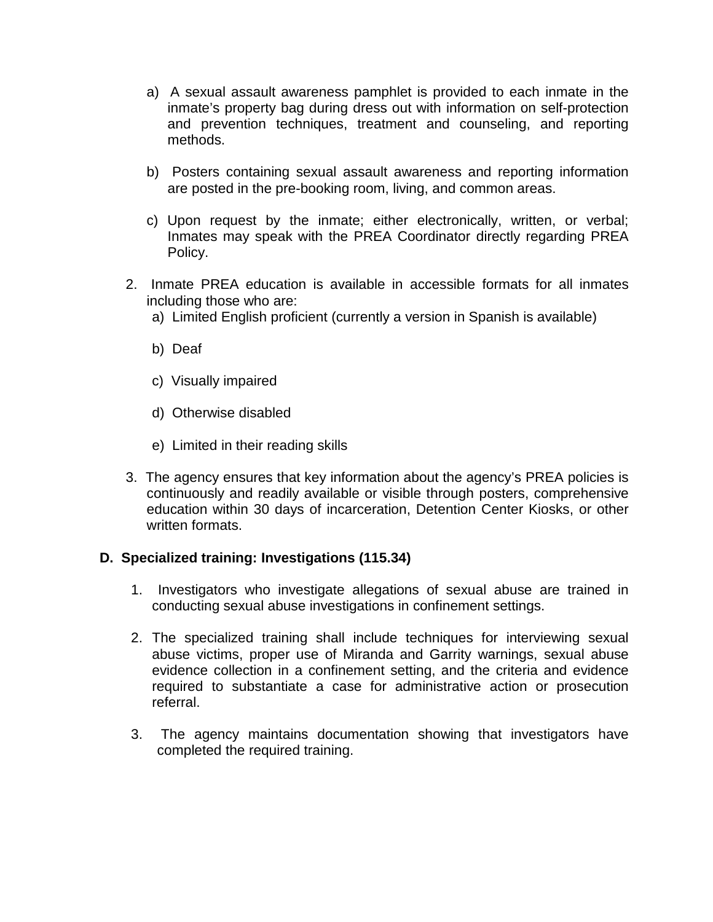a) A sexual assault awareness pamphlet is provided to each inmate in the inmate's property bag during dress out with information on self-protection and prevention techniques, treatment and counseling, and reporting methods.

b) Posters containing sexual assault awareness and reporting information are posted in the pre-booking room, living, and common areas.

c) Upon request by the inmate; either electronically, written, or verbal; Inmates may speak with the PREA Coordinator directly regarding PREA Policy.

2. Inmate PREA education is available in accessible formats for all inmates including those who are:
   a) Limited English proficient (currently a version in Spanish is available)

   b) Deaf

   c) Visually impaired

   d) Otherwise disabled

   e) Limited in their reading skills

3. The agency ensures that key information about the agency's PREA policies is continuously and readily available or visible through posters, comprehensive education within 30 days of incarceration, Detention Center Kiosks, or other written formats.

**D. Specialized training: Investigations (115.34)**

1. Investigators who investigate allegations of sexual abuse are trained in conducting sexual abuse investigations in confinement settings.

2. The specialized training shall include techniques for interviewing sexual abuse victims, proper use of Miranda and Garrity warnings, sexual abuse evidence collection in a confinement setting, and the criteria and evidence required to substantiate a case for administrative action or prosecution referral.

3. The agency maintains documentation showing that investigators have completed the required training.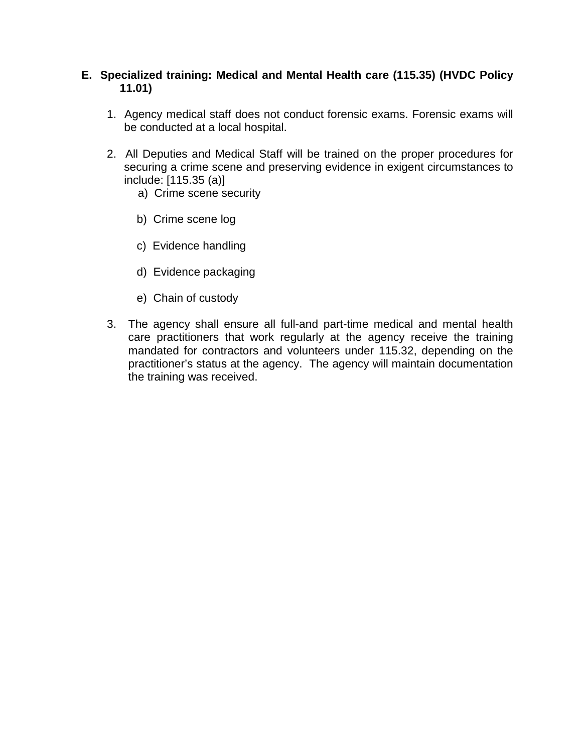**E. Specialized training: Medical and Mental Health care (115.35) (HVDC Policy 11.01)**

1. Agency medical staff does not conduct forensic exams. Forensic exams will be conducted at a local hospital.

2. All Deputies and Medical Staff will be trained on the proper procedures for securing a crime scene and preserving evidence in exigent circumstances to include: [115.35 (a)]
   a) Crime scene security

   b) Crime scene log

   c) Evidence handling

   d) Evidence packaging

   e) Chain of custody

3. The agency shall ensure all full-and part-time medical and mental health care practitioners that work regularly at the agency receive the training mandated for contractors and volunteers under 115.32, depending on the practitioner's status at the agency. The agency will maintain documentation the training was received.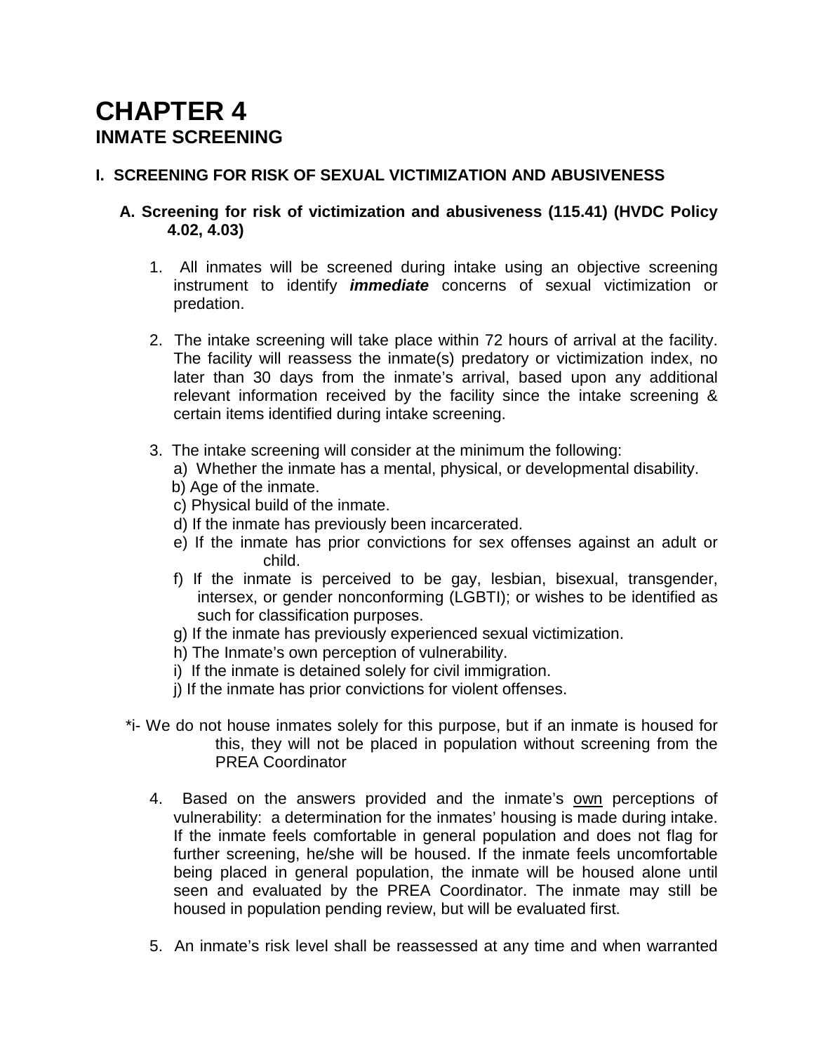# CHAPTER 4
## INMATE SCREENING

### I. SCREENING FOR RISK OF SEXUAL VICTIMIZATION AND ABUSIVENESS

#### A. Screening for risk of victimization and abusiveness (115.41) (HVDC Policy 4.02, 4.03)

1. All inmates will be screened during intake using an objective screening instrument to identify ***immediate*** concerns of sexual victimization or predation.

2. The intake screening will take place within 72 hours of arrival at the facility. The facility will reassess the inmate(s) predatory or victimization index, no later than 30 days from the inmate's arrival, based upon any additional relevant information received by the facility since the intake screening & certain items identified during intake screening.

3. The intake screening will consider at the minimum the following:
   a) Whether the inmate has a mental, physical, or developmental disability.
   b) Age of the inmate.
   c) Physical build of the inmate.
   d) If the inmate has previously been incarcerated.
   e) If the inmate has prior convictions for sex offenses against an adult or child.
   f) If the inmate is perceived to be gay, lesbian, bisexual, transgender, intersex, or gender nonconforming (LGBTI); or wishes to be identified as such for classification purposes.
   g) If the inmate has previously experienced sexual victimization.
   h) The Inmate's own perception of vulnerability.
   i) If the inmate is detained solely for civil immigration.
   j) If the inmate has prior convictions for violent offenses.

*i- We do not house inmates solely for this purpose, but if an inmate is housed for this, they will not be placed in population without screening from the PREA Coordinator

4. Based on the answers provided and the inmate's <u>own</u> perceptions of vulnerability: a determination for the inmates' housing is made during intake. If the inmate feels comfortable in general population and does not flag for further screening, he/she will be housed. If the inmate feels uncomfortable being placed in general population, the inmate will be housed alone until seen and evaluated by the PREA Coordinator. The inmate may still be housed in population pending review, but will be evaluated first.

5. An inmate's risk level shall be reassessed at any time and when warranted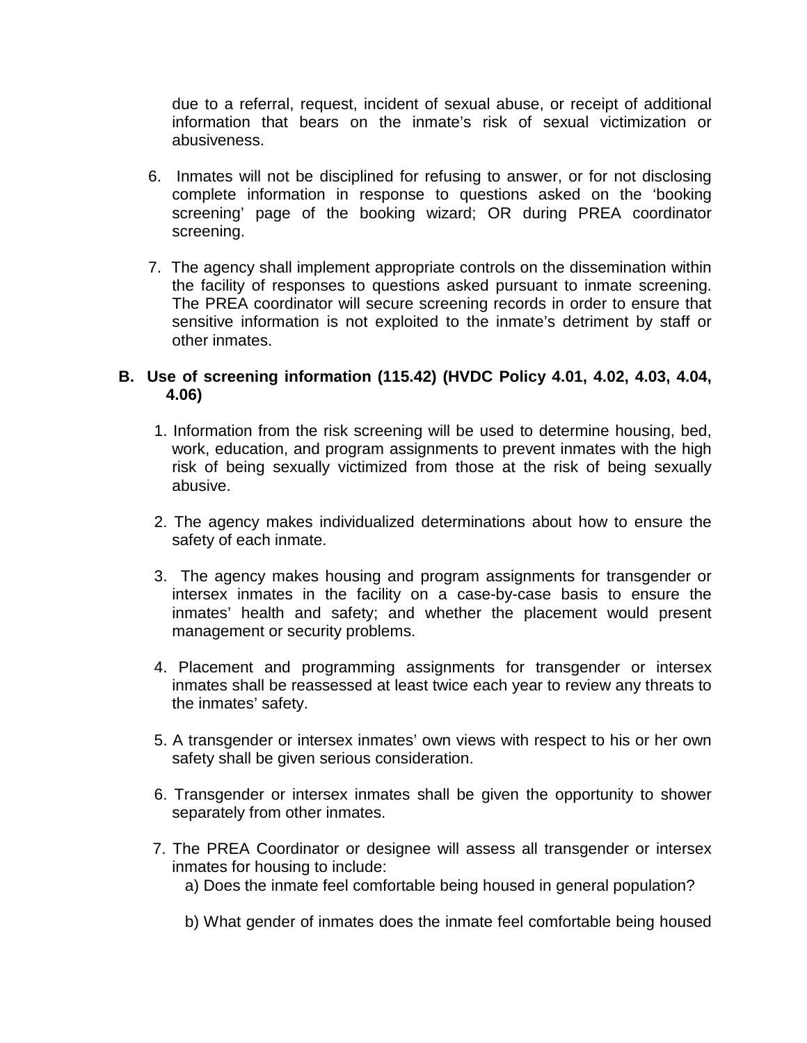due to a referral, request, incident of sexual abuse, or receipt of additional information that bears on the inmate's risk of sexual victimization or abusiveness.

6. Inmates will not be disciplined for refusing to answer, or for not disclosing complete information in response to questions asked on the 'booking screening' page of the booking wizard; OR during PREA coordinator screening.

7. The agency shall implement appropriate controls on the dissemination within the facility of responses to questions asked pursuant to inmate screening. The PREA coordinator will secure screening records in order to ensure that sensitive information is not exploited to the inmate's detriment by staff or other inmates.

**B. Use of screening information (115.42) (HVDC Policy 4.01, 4.02, 4.03, 4.04, 4.06)**

1. Information from the risk screening will be used to determine housing, bed, work, education, and program assignments to prevent inmates with the high risk of being sexually victimized from those at the risk of being sexually abusive.

2. The agency makes individualized determinations about how to ensure the safety of each inmate.

3. The agency makes housing and program assignments for transgender or intersex inmates in the facility on a case-by-case basis to ensure the inmates' health and safety; and whether the placement would present management or security problems.

4. Placement and programming assignments for transgender or intersex inmates shall be reassessed at least twice each year to review any threats to the inmates' safety.

5. A transgender or intersex inmates' own views with respect to his or her own safety shall be given serious consideration.

6. Transgender or intersex inmates shall be given the opportunity to shower separately from other inmates.

7. The PREA Coordinator or designee will assess all transgender or intersex inmates for housing to include:
   a) Does the inmate feel comfortable being housed in general population?

   b) What gender of inmates does the inmate feel comfortable being housed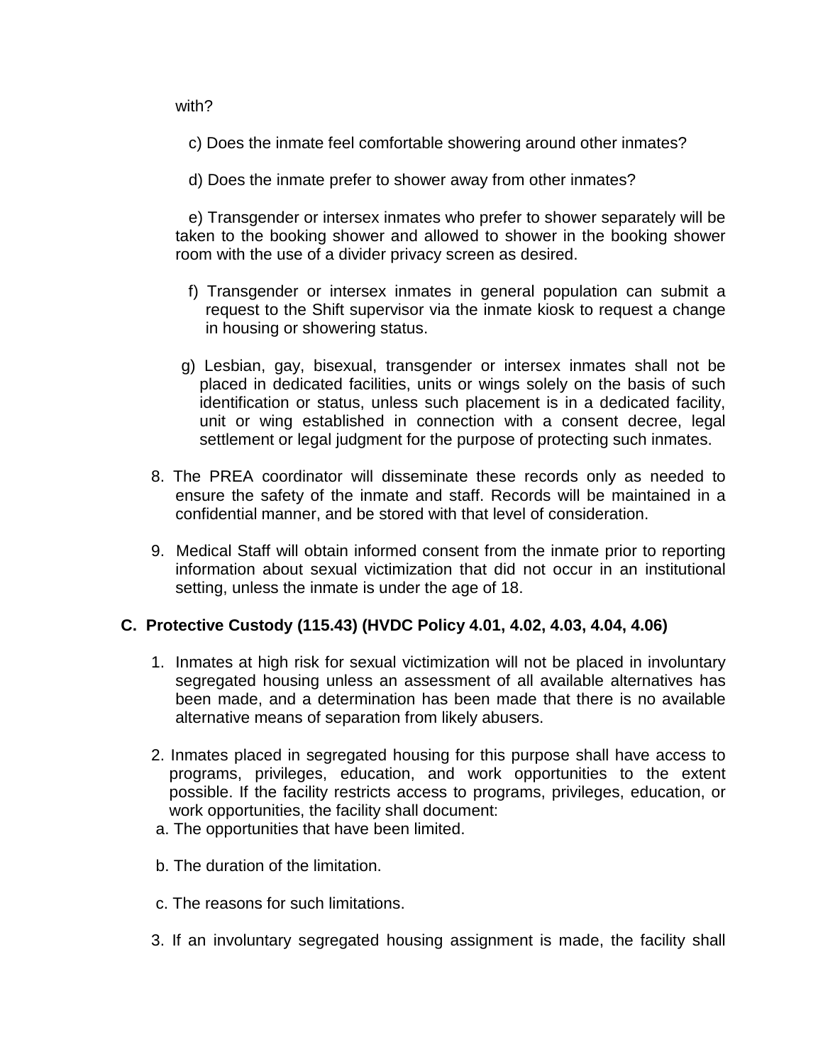with?

c) Does the inmate feel comfortable showering around other inmates?

d) Does the inmate prefer to shower away from other inmates?

e) Transgender or intersex inmates who prefer to shower separately will be taken to the booking shower and allowed to shower in the booking shower room with the use of a divider privacy screen as desired.

f) Transgender or intersex inmates in general population can submit a request to the Shift supervisor via the inmate kiosk to request a change in housing or showering status.

g) Lesbian, gay, bisexual, transgender or intersex inmates shall not be placed in dedicated facilities, units or wings solely on the basis of such identification or status, unless such placement is in a dedicated facility, unit or wing established in connection with a consent decree, legal settlement or legal judgment for the purpose of protecting such inmates.

8. The PREA coordinator will disseminate these records only as needed to ensure the safety of the inmate and staff. Records will be maintained in a confidential manner, and be stored with that level of consideration.

9. Medical Staff will obtain informed consent from the inmate prior to reporting information about sexual victimization that did not occur in an institutional setting, unless the inmate is under the age of 18.

**C. Protective Custody (115.43) (HVDC Policy 4.01, 4.02, 4.03, 4.04, 4.06)**

1. Inmates at high risk for sexual victimization will not be placed in involuntary segregated housing unless an assessment of all available alternatives has been made, and a determination has been made that there is no available alternative means of separation from likely abusers.

2. Inmates placed in segregated housing for this purpose shall have access to programs, privileges, education, and work opportunities to the extent possible. If the facility restricts access to programs, privileges, education, or work opportunities, the facility shall document:

   a. The opportunities that have been limited.

   b. The duration of the limitation.

   c. The reasons for such limitations.

3. If an involuntary segregated housing assignment is made, the facility shall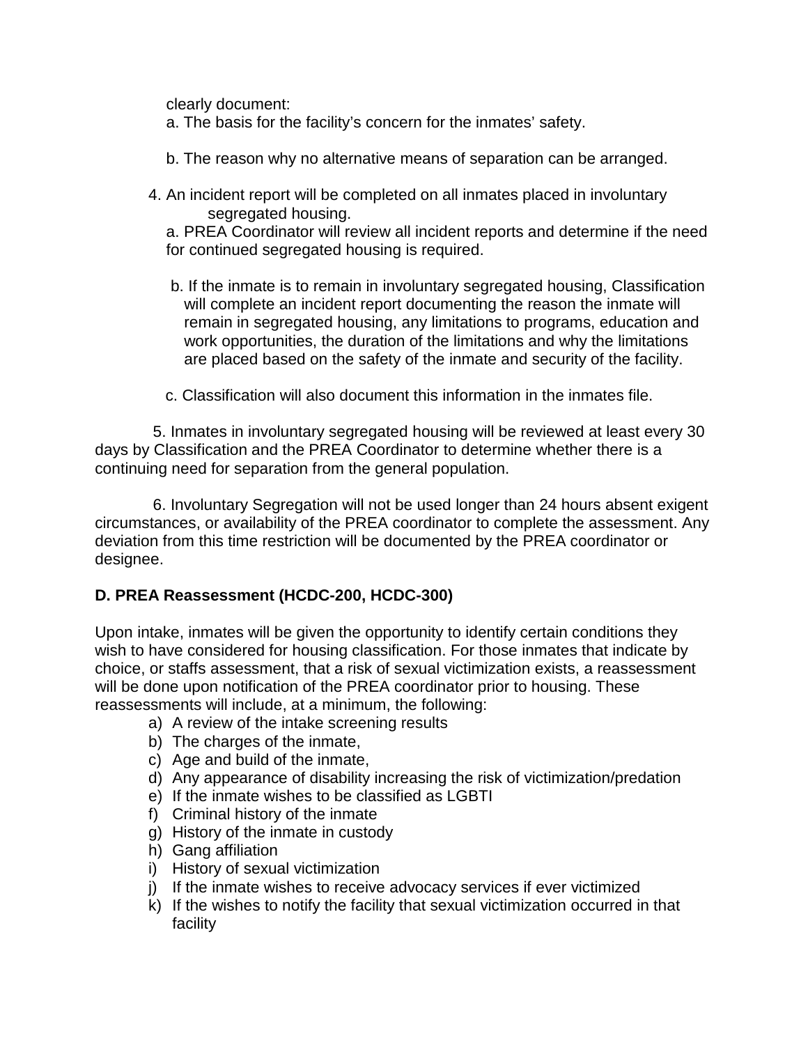clearly document:

a. The basis for the facility's concern for the inmates' safety.

b. The reason why no alternative means of separation can be arranged.

4. An incident report will be completed on all inmates placed in involuntary segregated housing.

   a. PREA Coordinator will review all incident reports and determine if the need for continued segregated housing is required.

   b. If the inmate is to remain in involuntary segregated housing, Classification will complete an incident report documenting the reason the inmate will remain in segregated housing, any limitations to programs, education and work opportunities, the duration of the limitations and why the limitations are placed based on the safety of the inmate and security of the facility.

   c. Classification will also document this information in the inmates file.

5. Inmates in involuntary segregated housing will be reviewed at least every 30 days by Classification and the PREA Coordinator to determine whether there is a continuing need for separation from the general population.

6. Involuntary Segregation will not be used longer than 24 hours absent exigent circumstances, or availability of the PREA coordinator to complete the assessment. Any deviation from this time restriction will be documented by the PREA coordinator or designee.

**D. PREA Reassessment (HCDC-200, HCDC-300)**

Upon intake, inmates will be given the opportunity to identify certain conditions they wish to have considered for housing classification. For those inmates that indicate by choice, or staffs assessment, that a risk of sexual victimization exists, a reassessment will be done upon notification of the PREA coordinator prior to housing. These reassessments will include, at a minimum, the following:

a) A review of the intake screening results
b) The charges of the inmate,
c) Age and build of the inmate,
d) Any appearance of disability increasing the risk of victimization/predation
e) If the inmate wishes to be classified as LGBTI
f) Criminal history of the inmate
g) History of the inmate in custody
h) Gang affiliation
i) History of sexual victimization
j) If the inmate wishes to receive advocacy services if ever victimized
k) If the wishes to notify the facility that sexual victimization occurred in that facility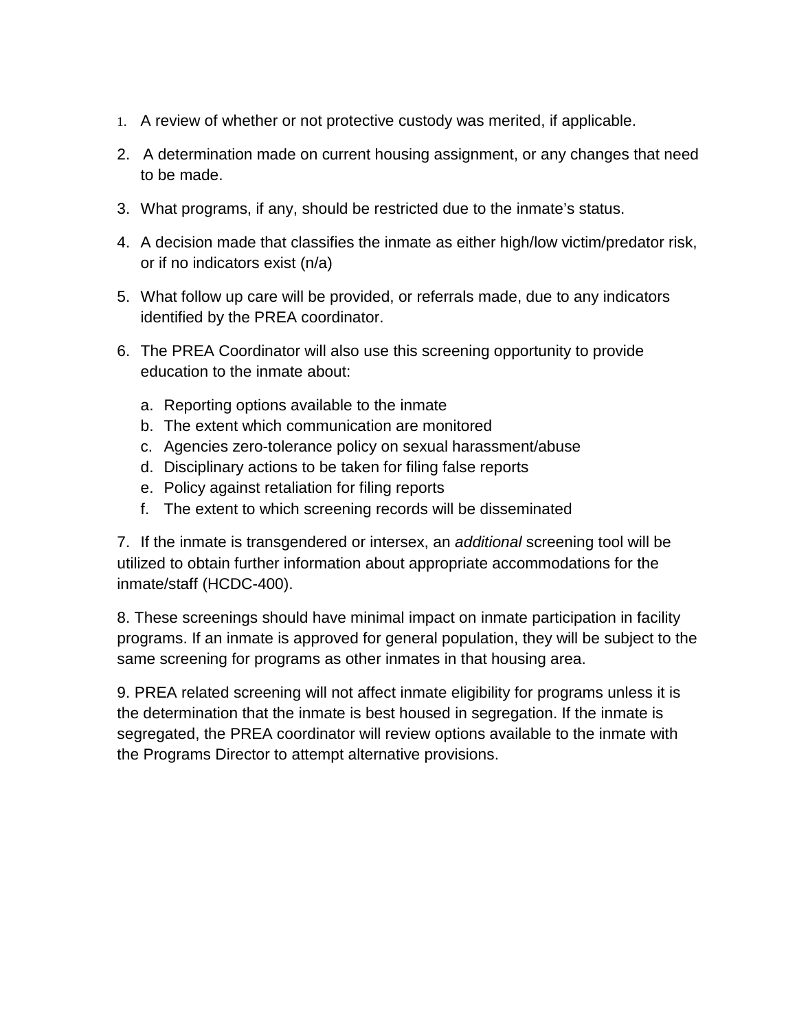1. A review of whether or not protective custody was merited, if applicable.
2. A determination made on current housing assignment, or any changes that need to be made.
3. What programs, if any, should be restricted due to the inmate's status.
4. A decision made that classifies the inmate as either high/low victim/predator risk, or if no indicators exist (n/a)
5. What follow up care will be provided, or referrals made, due to any indicators identified by the PREA coordinator.
6. The PREA Coordinator will also use this screening opportunity to provide education to the inmate about:
   a. Reporting options available to the inmate
   b. The extent which communication are monitored
   c. Agencies zero-tolerance policy on sexual harassment/abuse
   d. Disciplinary actions to be taken for filing false reports
   e. Policy against retaliation for filing reports
   f. The extent to which screening records will be disseminated

7. If the inmate is transgendered or intersex, an *additional* screening tool will be utilized to obtain further information about appropriate accommodations for the inmate/staff (HCDC-400).

8. These screenings should have minimal impact on inmate participation in facility programs. If an inmate is approved for general population, they will be subject to the same screening for programs as other inmates in that housing area.

9. PREA related screening will not affect inmate eligibility for programs unless it is the determination that the inmate is best housed in segregation. If the inmate is segregated, the PREA coordinator will review options available to the inmate with the Programs Director to attempt alternative provisions.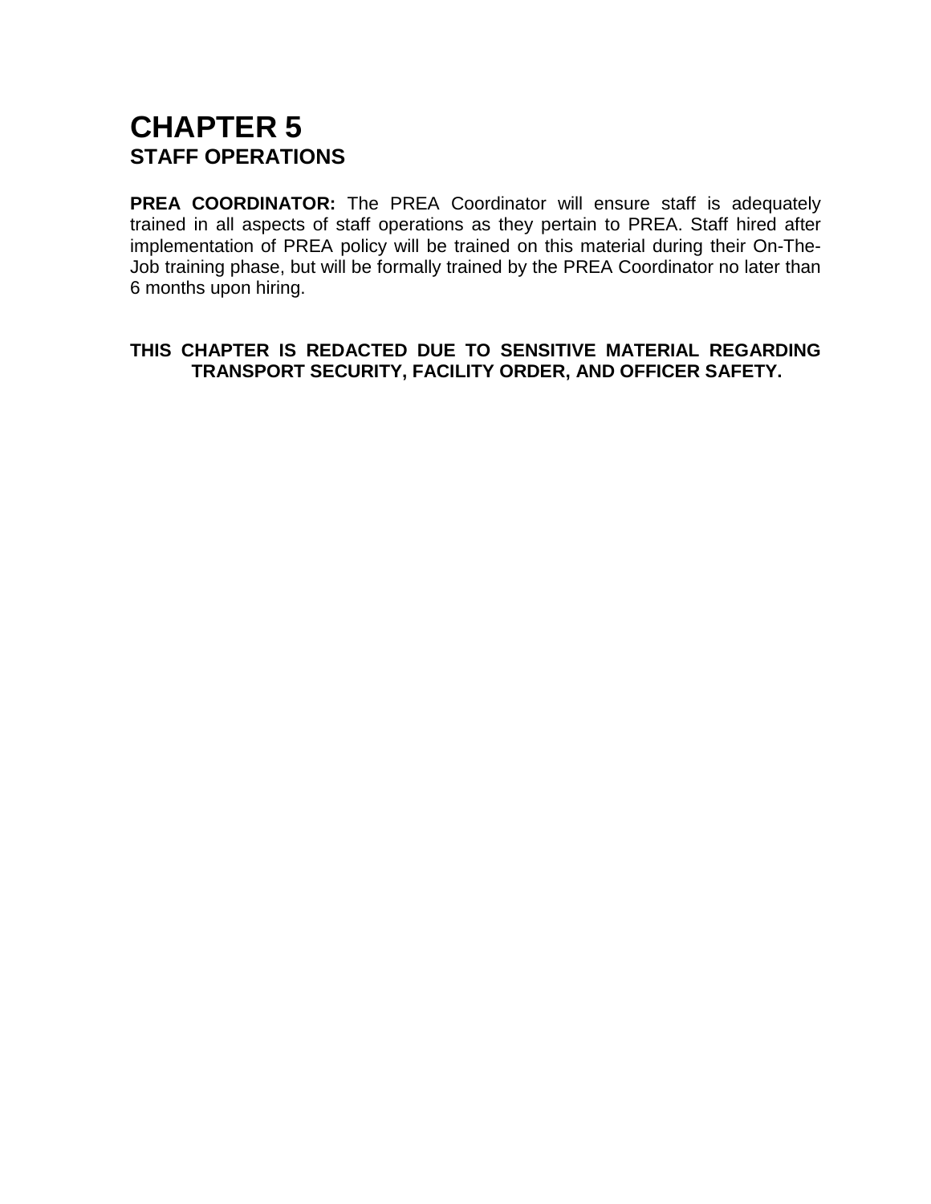# CHAPTER 5
## STAFF OPERATIONS

**PREA COORDINATOR:** The PREA Coordinator will ensure staff is adequately trained in all aspects of staff operations as they pertain to PREA. Staff hired after implementation of PREA policy will be trained on this material during their On-The-Job training phase, but will be formally trained by the PREA Coordinator no later than 6 months upon hiring.

**THIS CHAPTER IS REDACTED DUE TO SENSITIVE MATERIAL REGARDING TRANSPORT SECURITY, FACILITY ORDER, AND OFFICER SAFETY.**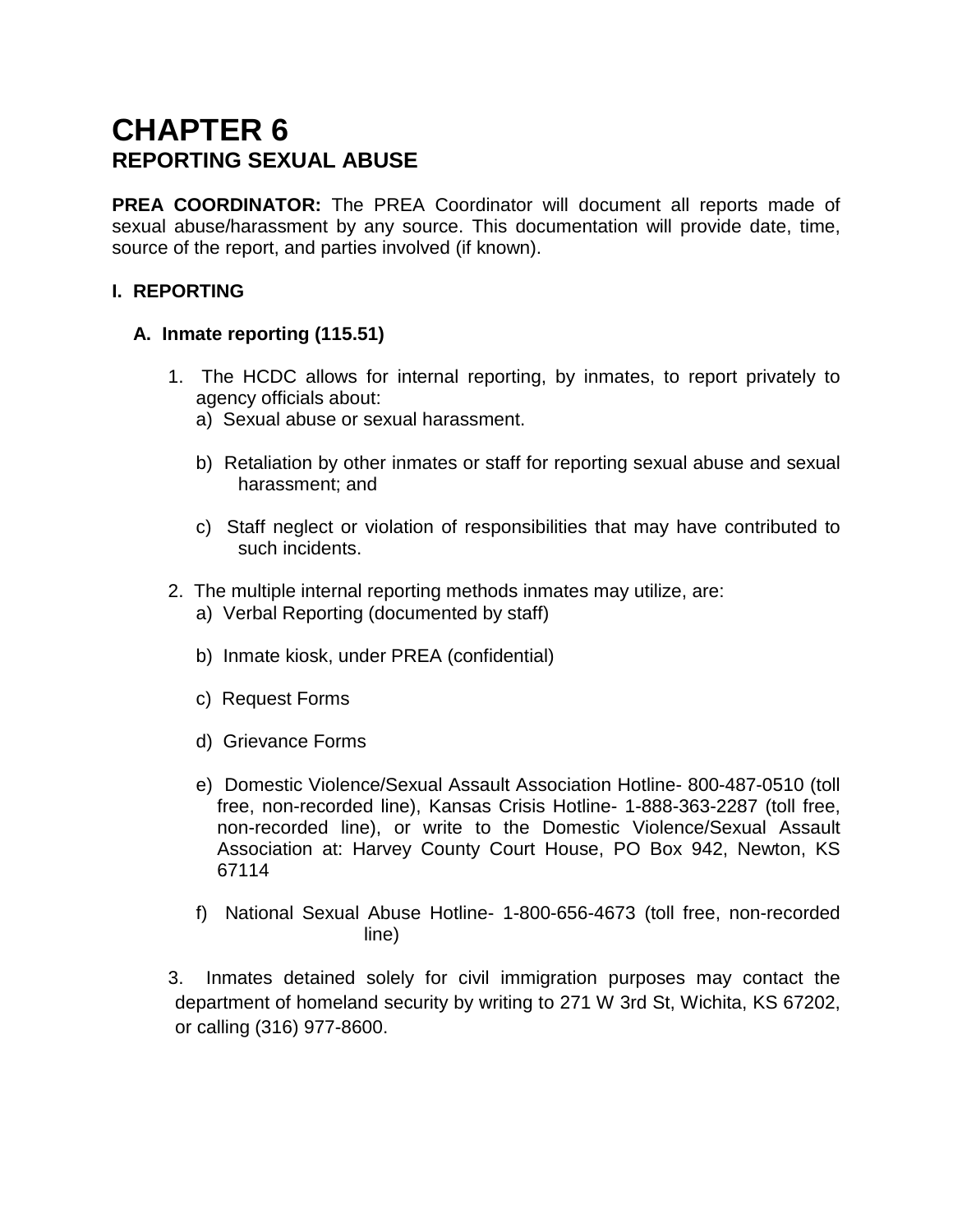# CHAPTER 6
## REPORTING SEXUAL ABUSE

**PREA COORDINATOR:** The PREA Coordinator will document all reports made of sexual abuse/harassment by any source. This documentation will provide date, time, source of the report, and parties involved (if known).

### I. REPORTING

#### A. Inmate reporting (115.51)

1. The HCDC allows for internal reporting, by inmates, to report privately to agency officials about:
   a) Sexual abuse or sexual harassment.

   b) Retaliation by other inmates or staff for reporting sexual abuse and sexual harassment; and

   c) Staff neglect or violation of responsibilities that may have contributed to such incidents.

2. The multiple internal reporting methods inmates may utilize, are:
   a) Verbal Reporting (documented by staff)

   b) Inmate kiosk, under PREA (confidential)

   c) Request Forms

   d) Grievance Forms

   e) Domestic Violence/Sexual Assault Association Hotline- 800-487-0510 (toll free, non-recorded line), Kansas Crisis Hotline- 1-888-363-2287 (toll free, non-recorded line), or write to the Domestic Violence/Sexual Assault Association at: Harvey County Court House, PO Box 942, Newton, KS 67114

   f) National Sexual Abuse Hotline- 1-800-656-4673 (toll free, non-recorded line)

3. Inmates detained solely for civil immigration purposes may contact the department of homeland security by writing to 271 W 3rd St, Wichita, KS 67202, or calling (316) 977-8600.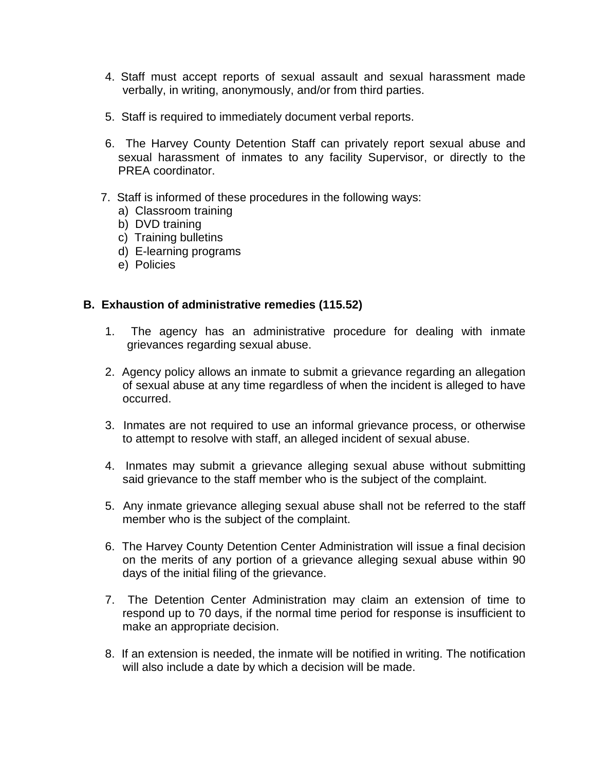4. Staff must accept reports of sexual assault and sexual harassment made verbally, in writing, anonymously, and/or from third parties.

5. Staff is required to immediately document verbal reports.

6. The Harvey County Detention Staff can privately report sexual abuse and sexual harassment of inmates to any facility Supervisor, or directly to the PREA coordinator.

7. Staff is informed of these procedures in the following ways:
   a) Classroom training
   b) DVD training
   c) Training bulletins
   d) E-learning programs
   e) Policies

**B. Exhaustion of administrative remedies (115.52)**

1. The agency has an administrative procedure for dealing with inmate grievances regarding sexual abuse.

2. Agency policy allows an inmate to submit a grievance regarding an allegation of sexual abuse at any time regardless of when the incident is alleged to have occurred.

3. Inmates are not required to use an informal grievance process, or otherwise to attempt to resolve with staff, an alleged incident of sexual abuse.

4. Inmates may submit a grievance alleging sexual abuse without submitting said grievance to the staff member who is the subject of the complaint.

5. Any inmate grievance alleging sexual abuse shall not be referred to the staff member who is the subject of the complaint.

6. The Harvey County Detention Center Administration will issue a final decision on the merits of any portion of a grievance alleging sexual abuse within 90 days of the initial filing of the grievance.

7. The Detention Center Administration may claim an extension of time to respond up to 70 days, if the normal time period for response is insufficient to make an appropriate decision.

8. If an extension is needed, the inmate will be notified in writing. The notification will also include a date by which a decision will be made.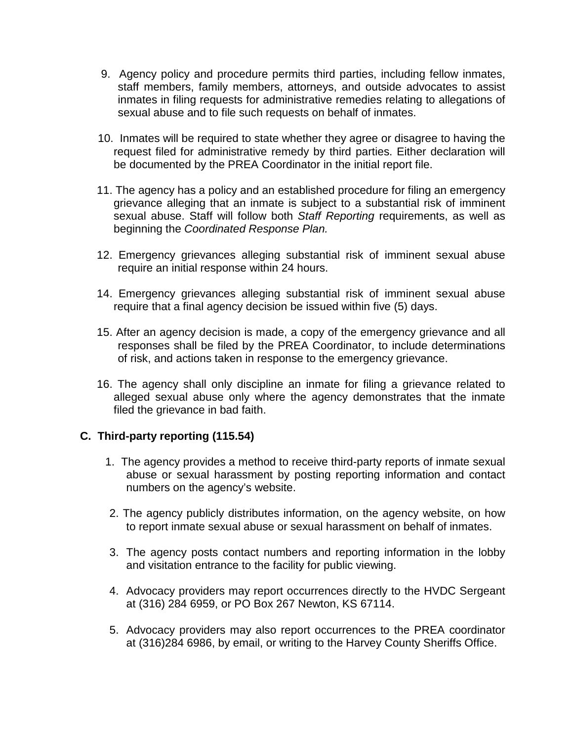9. Agency policy and procedure permits third parties, including fellow inmates, staff members, family members, attorneys, and outside advocates to assist inmates in filing requests for administrative remedies relating to allegations of sexual abuse and to file such requests on behalf of inmates.

10. Inmates will be required to state whether they agree or disagree to having the request filed for administrative remedy by third parties. Either declaration will be documented by the PREA Coordinator in the initial report file.

11. The agency has a policy and an established procedure for filing an emergency grievance alleging that an inmate is subject to a substantial risk of imminent sexual abuse. Staff will follow both *Staff Reporting* requirements, as well as beginning the *Coordinated Response Plan.*

12. Emergency grievances alleging substantial risk of imminent sexual abuse require an initial response within 24 hours.

14. Emergency grievances alleging substantial risk of imminent sexual abuse require that a final agency decision be issued within five (5) days.

15. After an agency decision is made, a copy of the emergency grievance and all responses shall be filed by the PREA Coordinator, to include determinations of risk, and actions taken in response to the emergency grievance.

16. The agency shall only discipline an inmate for filing a grievance related to alleged sexual abuse only where the agency demonstrates that the inmate filed the grievance in bad faith.

**C. Third-party reporting (115.54)**

1. The agency provides a method to receive third-party reports of inmate sexual abuse or sexual harassment by posting reporting information and contact numbers on the agency's website.

2. The agency publicly distributes information, on the agency website, on how to report inmate sexual abuse or sexual harassment on behalf of inmates.

3. The agency posts contact numbers and reporting information in the lobby and visitation entrance to the facility for public viewing.

4. Advocacy providers may report occurrences directly to the HVDC Sergeant at (316) 284 6959, or PO Box 267 Newton, KS 67114.

5. Advocacy providers may also report occurrences to the PREA coordinator at (316)284 6986, by email, or writing to the Harvey County Sheriffs Office.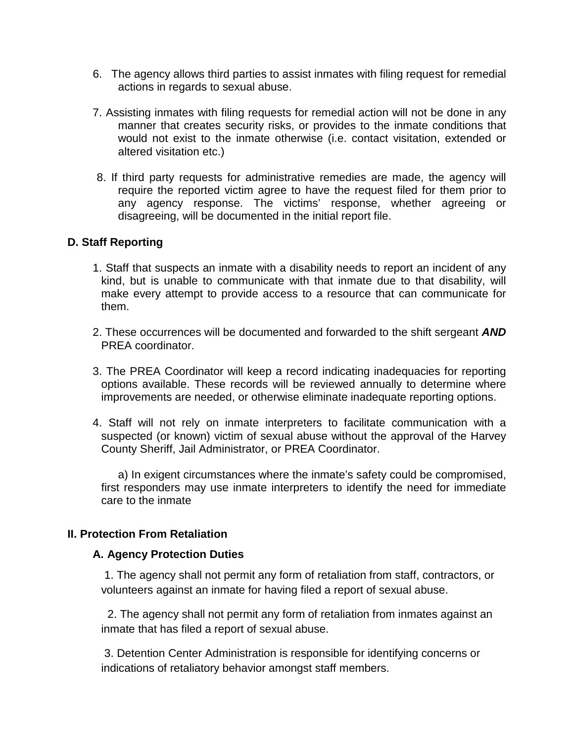6. The agency allows third parties to assist inmates with filing request for remedial actions in regards to sexual abuse.

7. Assisting inmates with filing requests for remedial action will not be done in any manner that creates security risks, or provides to the inmate conditions that would not exist to the inmate otherwise (i.e. contact visitation, extended or altered visitation etc.)

8. If third party requests for administrative remedies are made, the agency will require the reported victim agree to have the request filed for them prior to any agency response. The victims' response, whether agreeing or disagreeing, will be documented in the initial report file.

### D. Staff Reporting

1. Staff that suspects an inmate with a disability needs to report an incident of any kind, but is unable to communicate with that inmate due to that disability, will make every attempt to provide access to a resource that can communicate for them.

2. These occurrences will be documented and forwarded to the shift sergeant ***AND*** PREA coordinator.

3. The PREA Coordinator will keep a record indicating inadequacies for reporting options available. These records will be reviewed annually to determine where improvements are needed, or otherwise eliminate inadequate reporting options.

4. Staff will not rely on inmate interpreters to facilitate communication with a suspected (or known) victim of sexual abuse without the approval of the Harvey County Sheriff, Jail Administrator, or PREA Coordinator.

   a) In exigent circumstances where the inmate's safety could be compromised, first responders may use inmate interpreters to identify the need for immediate care to the inmate

## II. Protection From Retaliation

### A. Agency Protection Duties

1. The agency shall not permit any form of retaliation from staff, contractors, or volunteers against an inmate for having filed a report of sexual abuse.

2. The agency shall not permit any form of retaliation from inmates against an inmate that has filed a report of sexual abuse.

3. Detention Center Administration is responsible for identifying concerns or indications of retaliatory behavior amongst staff members.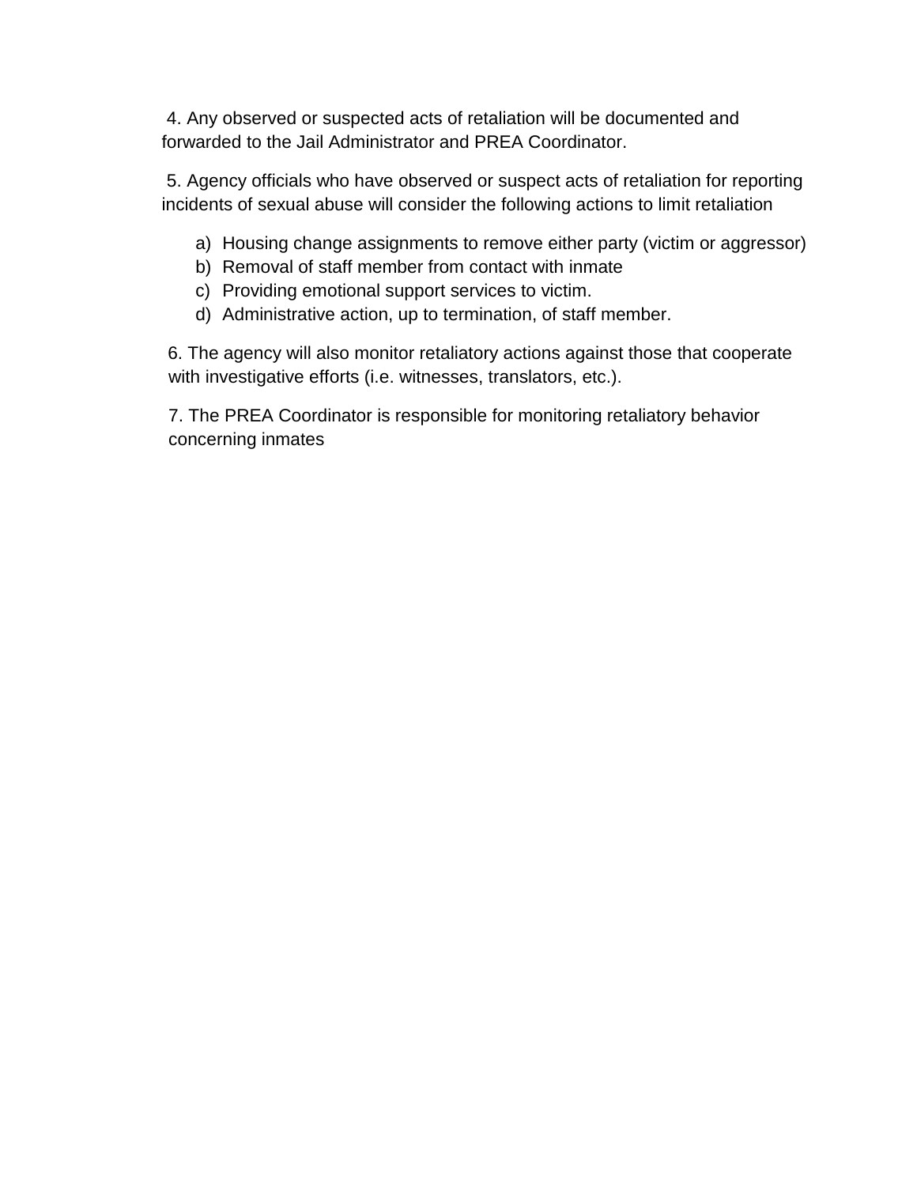4. Any observed or suspected acts of retaliation will be documented and forwarded to the Jail Administrator and PREA Coordinator.

5. Agency officials who have observed or suspect acts of retaliation for reporting incidents of sexual abuse will consider the following actions to limit retaliation

a) Housing change assignments to remove either party (victim or aggressor)
b) Removal of staff member from contact with inmate
c) Providing emotional support services to victim.
d) Administrative action, up to termination, of staff member.

6. The agency will also monitor retaliatory actions against those that cooperate with investigative efforts (i.e. witnesses, translators, etc.).

7. The PREA Coordinator is responsible for monitoring retaliatory behavior concerning inmates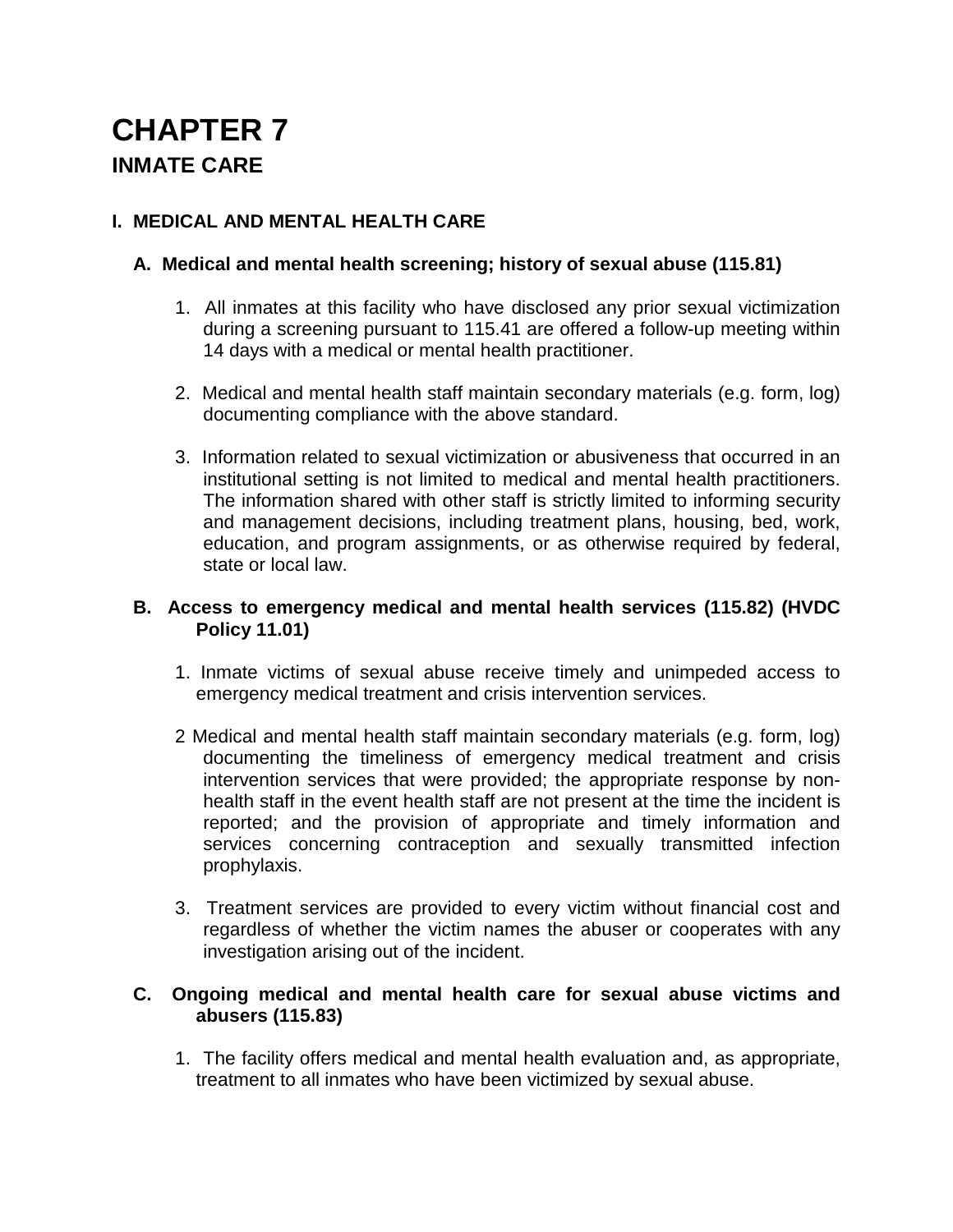# CHAPTER 7

## INMATE CARE

### I. MEDICAL AND MENTAL HEALTH CARE

#### A. Medical and mental health screening; history of sexual abuse (115.81)

1. All inmates at this facility who have disclosed any prior sexual victimization during a screening pursuant to 115.41 are offered a follow-up meeting within 14 days with a medical or mental health practitioner.

2. Medical and mental health staff maintain secondary materials (e.g. form, log) documenting compliance with the above standard.

3. Information related to sexual victimization or abusiveness that occurred in an institutional setting is not limited to medical and mental health practitioners. The information shared with other staff is strictly limited to informing security and management decisions, including treatment plans, housing, bed, work, education, and program assignments, or as otherwise required by federal, state or local law.

#### B. Access to emergency medical and mental health services (115.82) (HVDC Policy 11.01)

1. Inmate victims of sexual abuse receive timely and unimpeded access to emergency medical treatment and crisis intervention services.

2 Medical and mental health staff maintain secondary materials (e.g. form, log) documenting the timeliness of emergency medical treatment and crisis intervention services that were provided; the appropriate response by non-health staff in the event health staff are not present at the time the incident is reported; and the provision of appropriate and timely information and services concerning contraception and sexually transmitted infection prophylaxis.

3. Treatment services are provided to every victim without financial cost and regardless of whether the victim names the abuser or cooperates with any investigation arising out of the incident.

#### C. Ongoing medical and mental health care for sexual abuse victims and abusers (115.83)

1. The facility offers medical and mental health evaluation and, as appropriate, treatment to all inmates who have been victimized by sexual abuse.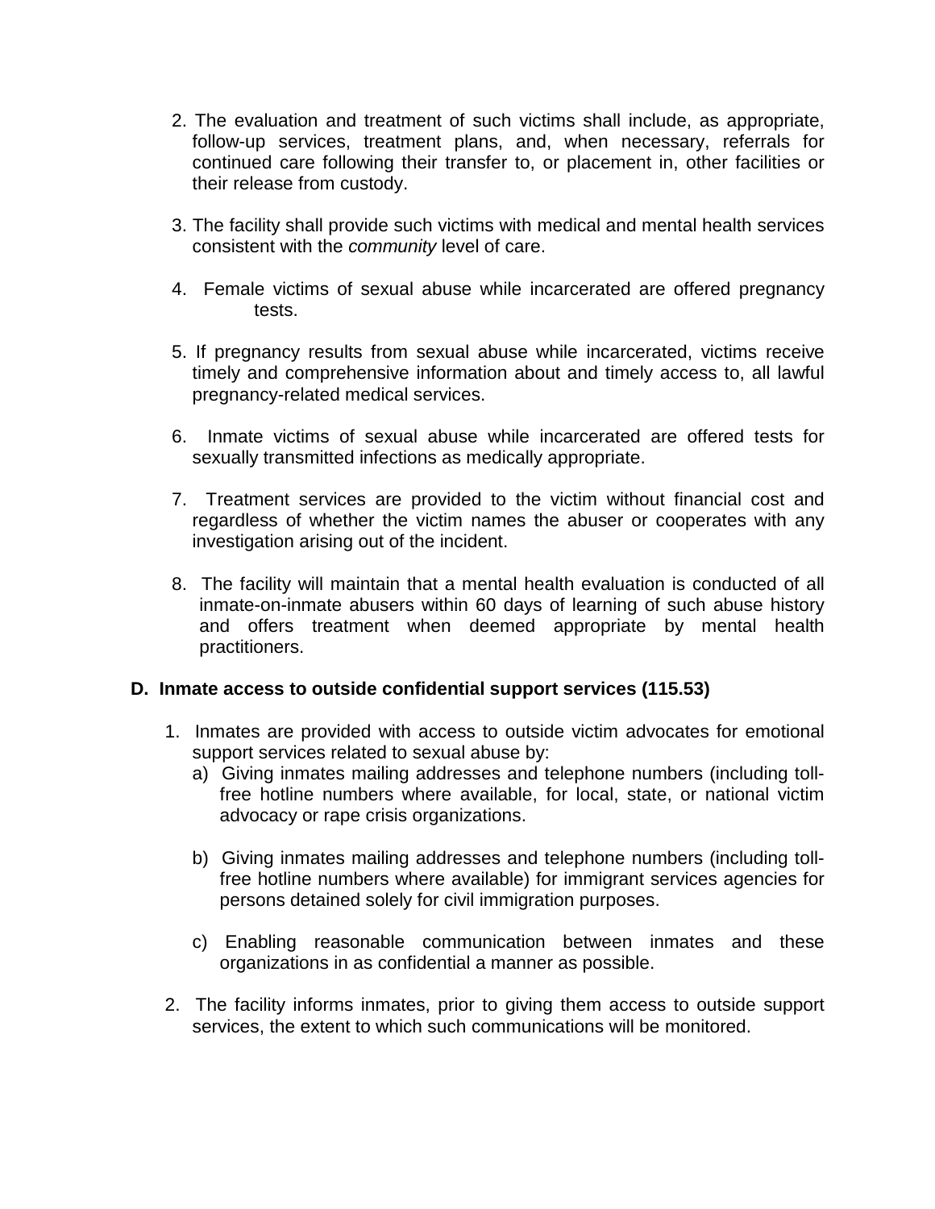2. The evaluation and treatment of such victims shall include, as appropriate, follow-up services, treatment plans, and, when necessary, referrals for continued care following their transfer to, or placement in, other facilities or their release from custody.

3. The facility shall provide such victims with medical and mental health services consistent with the *community* level of care.

4. Female victims of sexual abuse while incarcerated are offered pregnancy tests.

5. If pregnancy results from sexual abuse while incarcerated, victims receive timely and comprehensive information about and timely access to, all lawful pregnancy-related medical services.

6. Inmate victims of sexual abuse while incarcerated are offered tests for sexually transmitted infections as medically appropriate.

7. Treatment services are provided to the victim without financial cost and regardless of whether the victim names the abuser or cooperates with any investigation arising out of the incident.

8. The facility will maintain that a mental health evaluation is conducted of all inmate-on-inmate abusers within 60 days of learning of such abuse history and offers treatment when deemed appropriate by mental health practitioners.

**D. Inmate access to outside confidential support services (115.53)**

1. Inmates are provided with access to outside victim advocates for emotional support services related to sexual abuse by:
   a) Giving inmates mailing addresses and telephone numbers (including toll-free hotline numbers where available, for local, state, or national victim advocacy or rape crisis organizations.

   b) Giving inmates mailing addresses and telephone numbers (including toll-free hotline numbers where available) for immigrant services agencies for persons detained solely for civil immigration purposes.

   c) Enabling reasonable communication between inmates and these organizations in as confidential a manner as possible.

2. The facility informs inmates, prior to giving them access to outside support services, the extent to which such communications will be monitored.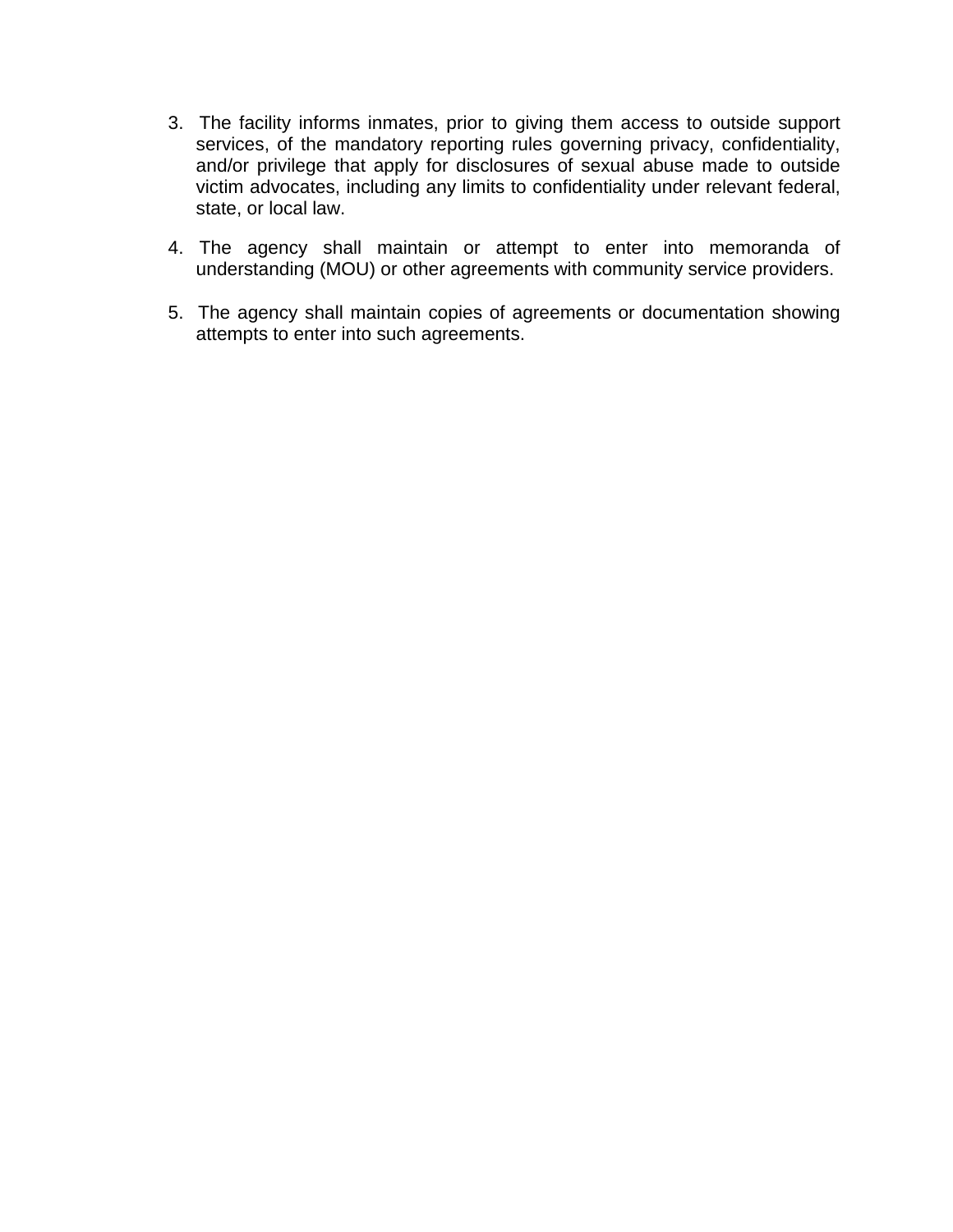3. The facility informs inmates, prior to giving them access to outside support services, of the mandatory reporting rules governing privacy, confidentiality, and/or privilege that apply for disclosures of sexual abuse made to outside victim advocates, including any limits to confidentiality under relevant federal, state, or local law.

4. The agency shall maintain or attempt to enter into memoranda of understanding (MOU) or other agreements with community service providers.

5. The agency shall maintain copies of agreements or documentation showing attempts to enter into such agreements.